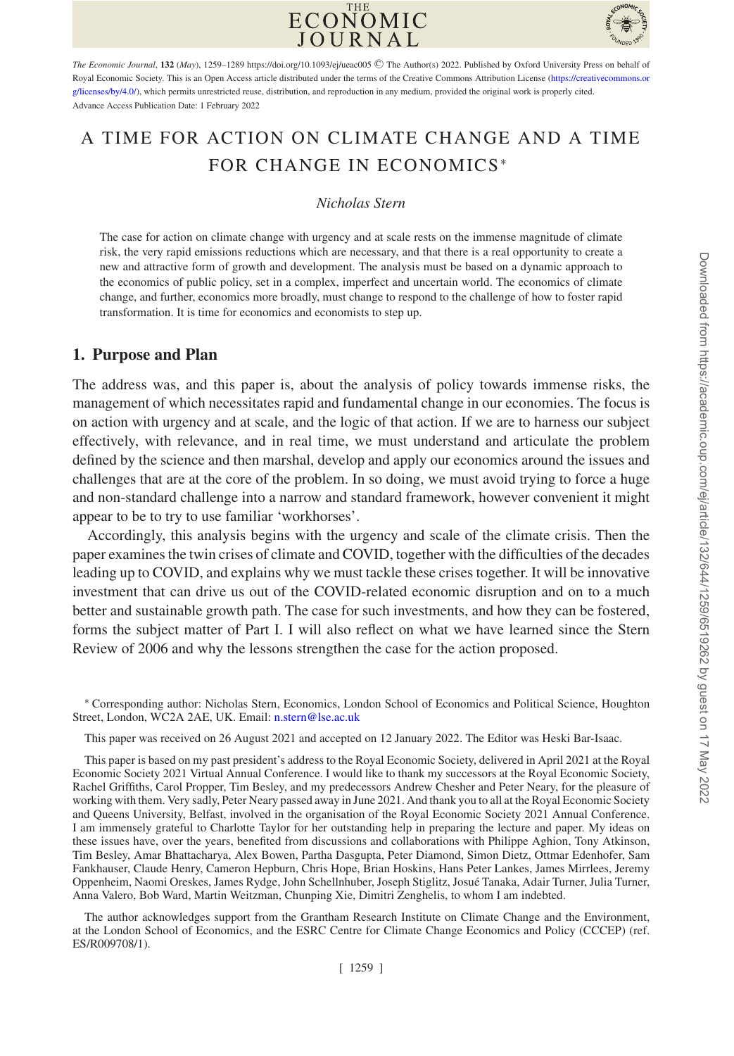# A TIME FOR ACTION ON CLIMATE CHANGE AND A TIME FOR CHANGE IN ECONOMICS*

*Nicholas Stern*

The case for action on climate change with urgency and at scale rests on the immense magnitude of climate risk, the very rapid emissions reductions which are necessary, and that there is a real opportunity to create a new and attractive form of growth and development. The analysis must be based on a dynamic approach to the economics of public policy, set in a complex, imperfect and uncertain world. The economics of climate change, and further, economics more broadly, must change to respond to the challenge of how to foster rapid transformation. It is time for economics and economists to step up.

## 1. Purpose and Plan

The address was, and this paper is, about the analysis of policy towards immense risks, the management of which necessitates rapid and fundamental change in our economies. The focus is on action with urgency and at scale, and the logic of that action. If we are to harness our subject effectively, with relevance, and in real time, we must understand and articulate the problem defined by the science and then marshal, develop and apply our economics around the issues and challenges that are at the core of the problem. In so doing, we must avoid trying to force a huge and non-standard challenge into a narrow and standard framework, however convenient it might appear to be to try to use familiar 'workhorses'.

Accordingly, this analysis begins with the urgency and scale of the climate crisis. Then the paper examines the twin crises of climate and COVID, together with the difficulties of the decades leading up to COVID, and explains why we must tackle these crises together. It will be innovative investment that can drive us out of the COVID-related economic disruption and on to a much better and sustainable growth path. The case for such investments, and how they can be fostered, forms the subject matter of Part I. I will also reflect on what we have learned since the Stern Review of 2006 and why the lessons strengthen the case for the action proposed.

\* Corresponding author: Nicholas Stern, Economics, London School of Economics and Political Science, Houghton Street, London, WC2A 2AE, UK. Email: n.stern@lse.ac.uk

This paper was received on 26 August 2021 and accepted on 12 January 2022. The Editor was Heski Bar-Isaac.

This paper is based on my past president's address to the Royal Economic Society, delivered in April 2021 at the Royal Economic Society 2021 Virtual Annual Conference. I would like to thank my successors at the Royal Economic Society, Rachel Griffiths, Carol Propper, Tim Besley, and my predecessors Andrew Chesher and Peter Neary, for the pleasure of working with them. Very sadly, Peter Neary passed away in June 2021. And thank you to all at the Royal Economic Society and Queens University, Belfast, involved in the organisation of the Royal Economic Society 2021 Annual Conference. I am immensely grateful to Charlotte Taylor for her outstanding help in preparing the lecture and paper. My ideas on these issues have, over the years, benefited from discussions and collaborations with Philippe Aghion, Tony Atkinson, Tim Besley, Amar Bhattacharya, Alex Bowen, Partha Dasgupta, Peter Diamond, Simon Dietz, Ottmar Edenhofer, Sam Fankhauser, Claude Henry, Cameron Hepburn, Chris Hope, Brian Hoskins, Hans Peter Lankes, James Mirrlees, Jeremy Oppenheim, Naomi Oreskes, James Rydge, John Schellnhuber, Joseph Stiglitz, Josué Tanaka, Adair Turner, Julia Turner, Anna Valero, Bob Ward, Martin Weitzman, Chunping Xie, Dimitri Zenghelis, to whom I am indebted.

The author acknowledges support from the Grantham Research Institute on Climate Change and the Environment, at the London School of Economics, and the ESRC Centre for Climate Change Economics and Policy (CCCEP) (ref. ES/R009708/1).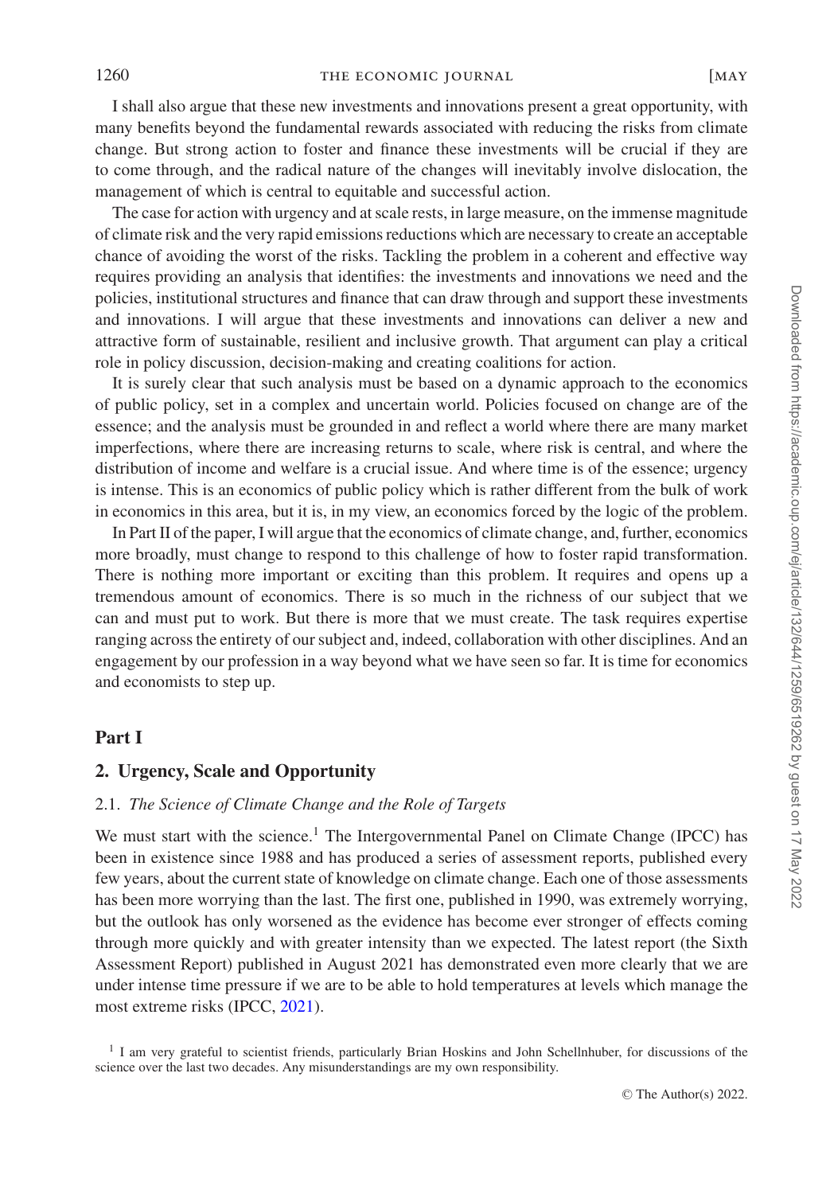I shall also argue that these new investments and innovations present a great opportunity, with many benefits beyond the fundamental rewards associated with reducing the risks from climate change. But strong action to foster and finance these investments will be crucial if they are to come through, and the radical nature of the changes will inevitably involve dislocation, the management of which is central to equitable and successful action.

The case for action with urgency and at scale rests, in large measure, on the immense magnitude of climate risk and the very rapid emissions reductions which are necessary to create an acceptable chance of avoiding the worst of the risks. Tackling the problem in a coherent and effective way requires providing an analysis that identifies: the investments and innovations we need and the policies, institutional structures and finance that can draw through and support these investments and innovations. I will argue that these investments and innovations can deliver a new and attractive form of sustainable, resilient and inclusive growth. That argument can play a critical role in policy discussion, decision-making and creating coalitions for action.

It is surely clear that such analysis must be based on a dynamic approach to the economics of public policy, set in a complex and uncertain world. Policies focused on change are of the essence; and the analysis must be grounded in and reflect a world where there are many market imperfections, where there are increasing returns to scale, where risk is central, and where the distribution of income and welfare is a crucial issue. And where time is of the essence; urgency is intense. This is an economics of public policy which is rather different from the bulk of work in economics in this area, but it is, in my view, an economics forced by the logic of the problem.

In Part II of the paper, I will argue that the economics of climate change, and, further, economics more broadly, must change to respond to this challenge of how to foster rapid transformation. There is nothing more important or exciting than this problem. It requires and opens up a tremendous amount of economics. There is so much in the richness of our subject that we can and must put to work. But there is more that we must create. The task requires expertise ranging across the entirety of our subject and, indeed, collaboration with other disciplines. And an engagement by our profession in a way beyond what we have seen so far. It is time for economics and economists to step up.

# Part I

## 2. Urgency, Scale and Opportunity

### 2.1. *The Science of Climate Change and the Role of Targets*

We must start with the science.[1] The Intergovernmental Panel on Climate Change (IPCC) has been in existence since 1988 and has produced a series of assessment reports, published every few years, about the current state of knowledge on climate change. Each one of those assessments has been more worrying than the last. The first one, published in 1990, was extremely worrying, but the outlook has only worsened as the evidence has become ever stronger of effects coming through more quickly and with greater intensity than we expected. The latest report (the Sixth Assessment Report) published in August 2021 has demonstrated even more clearly that we are under intense time pressure if we are to be able to hold temperatures at levels which manage the most extreme risks (IPCC, 2021).

[1] I am very grateful to scientist friends, particularly Brian Hoskins and John Schellnhuber, for discussions of the science over the last two decades. Any misunderstandings are my own responsibility.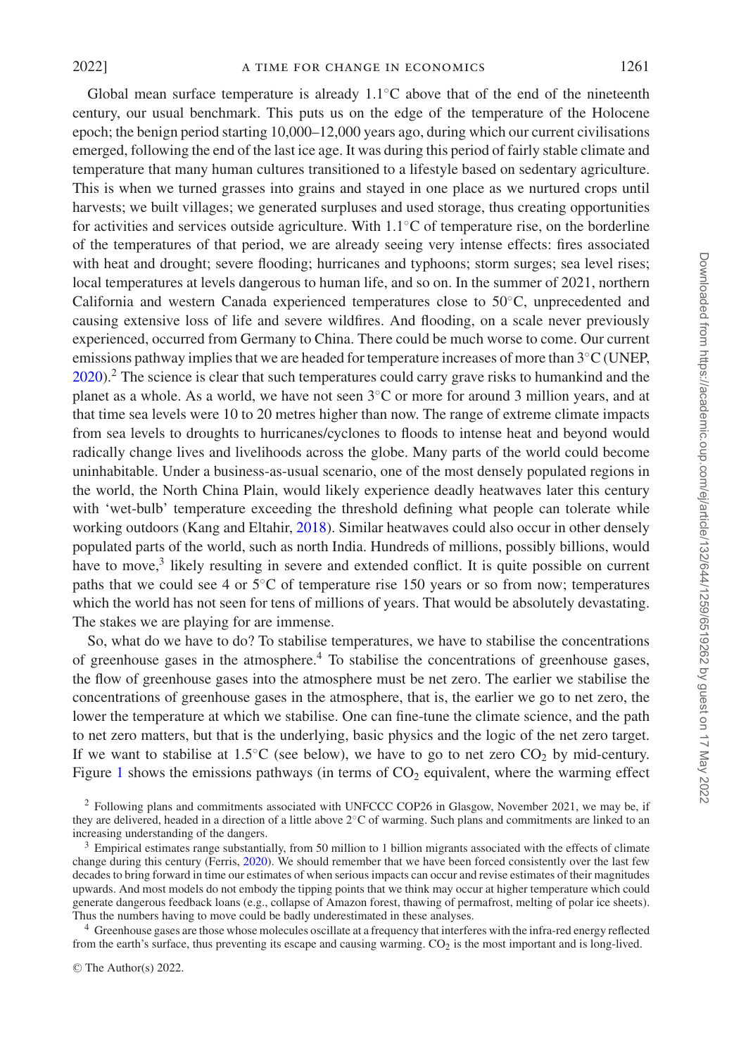Global mean surface temperature is already 1.1°C above that of the end of the nineteenth century, our usual benchmark. This puts us on the edge of the temperature of the Holocene epoch; the benign period starting 10,000–12,000 years ago, during which our current civilisations emerged, following the end of the last ice age. It was during this period of fairly stable climate and temperature that many human cultures transitioned to a lifestyle based on sedentary agriculture. This is when we turned grasses into grains and stayed in one place as we nurtured crops until harvests; we built villages; we generated surpluses and used storage, thus creating opportunities for activities and services outside agriculture. With 1.1°C of temperature rise, on the borderline of the temperatures of that period, we are already seeing very intense effects: fires associated with heat and drought; severe flooding; hurricanes and typhoons; storm surges; sea level rises; local temperatures at levels dangerous to human life, and so on. In the summer of 2021, northern California and western Canada experienced temperatures close to 50°C, unprecedented and causing extensive loss of life and severe wildfires. And flooding, on a scale never previously experienced, occurred from Germany to China. There could be much worse to come. Our current emissions pathway implies that we are headed for temperature increases of more than 3°C (UNEP, 2020).[2] The science is clear that such temperatures could carry grave risks to humankind and the planet as a whole. As a world, we have not seen 3°C or more for around 3 million years, and at that time sea levels were 10 to 20 metres higher than now. The range of extreme climate impacts from sea levels to droughts to hurricanes/cyclones to floods to intense heat and beyond would radically change lives and livelihoods across the globe. Many parts of the world could become uninhabitable. Under a business-as-usual scenario, one of the most densely populated regions in the world, the North China Plain, would likely experience deadly heatwaves later this century with 'wet-bulb' temperature exceeding the threshold defining what people can tolerate while working outdoors (Kang and Eltahir, 2018). Similar heatwaves could also occur in other densely populated parts of the world, such as north India. Hundreds of millions, possibly billions, would have to move,[3] likely resulting in severe and extended conflict. It is quite possible on current paths that we could see 4 or 5°C of temperature rise 150 years or so from now; temperatures which the world has not seen for tens of millions of years. That would be absolutely devastating. The stakes we are playing for are immense.

So, what do we have to do? To stabilise temperatures, we have to stabilise the concentrations of greenhouse gases in the atmosphere.[4] To stabilise the concentrations of greenhouse gases, the flow of greenhouse gases into the atmosphere must be net zero. The earlier we stabilise the concentrations of greenhouse gases in the atmosphere, that is, the earlier we go to net zero, the lower the temperature at which we stabilise. One can fine-tune the climate science, and the path to net zero matters, but that is the underlying, basic physics and the logic of the net zero target. If we want to stabilise at 1.5°C (see below), we have to go to net zero $CO_2$ by mid-century. Figure 1 shows the emissions pathways (in terms of $CO_2$ equivalent, where the warming effect

[2] Following plans and commitments associated with UNFCCC COP26 in Glasgow, November 2021, we may be, if they are delivered, headed in a direction of a little above 2°C of warming. Such plans and commitments are linked to an increasing understanding of the dangers.

[3] Empirical estimates range substantially, from 50 million to 1 billion migrants associated with the effects of climate change during this century (Ferris, 2020). We should remember that we have been forced consistently over the last few decades to bring forward in time our estimates of when serious impacts can occur and revise estimates of their magnitudes upwards. And most models do not embody the tipping points that we think may occur at higher temperature which could generate dangerous feedback loans (e.g., collapse of Amazon forest, thawing of permafrost, melting of polar ice sheets). Thus the numbers having to move could be badly underestimated in these analyses.

[4] Greenhouse gases are those whose molecules oscillate at a frequency that interferes with the infra-red energy reflected from the earth's surface, thus preventing its escape and causing warming. $CO_2$ is the most important and is long-lived.

© The Author(s) 2022.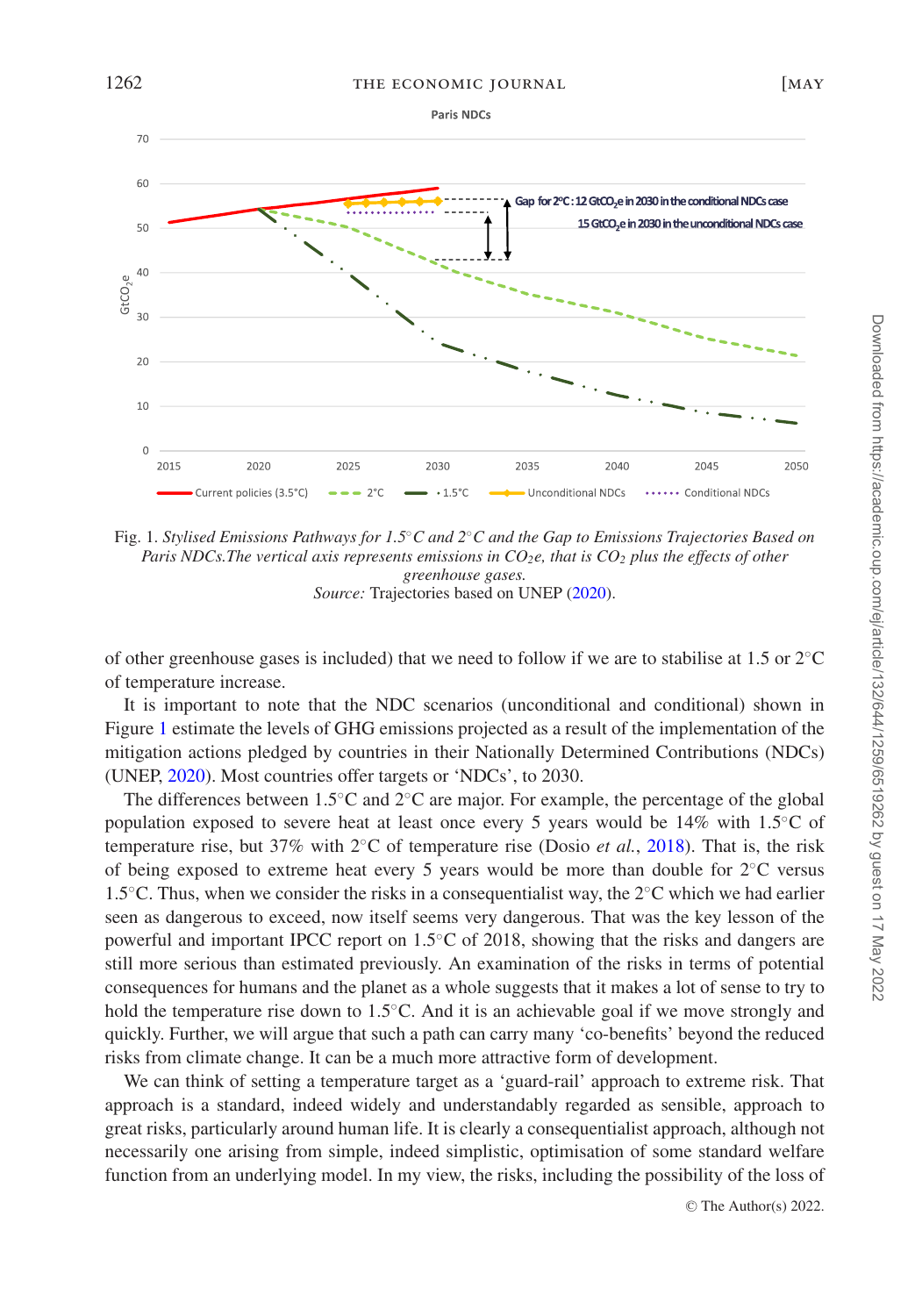Fig. 1. *Stylised Emissions Pathways for 1.5°C and 2°C and the Gap to Emissions Trajectories Based on Paris NDCs.The vertical axis represents emissions in $CO_2e$, that is $CO_2$ plus the effects of other greenhouse gases.*
*Source:* Trajectories based on UNEP (2020).

of other greenhouse gases is included) that we need to follow if we are to stabilise at 1.5 or 2°C of temperature increase.

It is important to note that the NDC scenarios (unconditional and conditional) shown in Figure 1 estimate the levels of GHG emissions projected as a result of the implementation of the mitigation actions pledged by countries in their Nationally Determined Contributions (NDCs) (UNEP, 2020). Most countries offer targets or 'NDCs', to 2030.

The differences between 1.5°C and 2°C are major. For example, the percentage of the global population exposed to severe heat at least once every 5 years would be 14% with 1.5°C of temperature rise, but 37% with 2°C of temperature rise (Dosio *et al.*, 2018). That is, the risk of being exposed to extreme heat every 5 years would be more than double for 2°C versus 1.5°C. Thus, when we consider the risks in a consequentialist way, the 2°C which we had earlier seen as dangerous to exceed, now itself seems very dangerous. That was the key lesson of the powerful and important IPCC report on 1.5°C of 2018, showing that the risks and dangers are still more serious than estimated previously. An examination of the risks in terms of potential consequences for humans and the planet as a whole suggests that it makes a lot of sense to try to hold the temperature rise down to 1.5°C. And it is an achievable goal if we move strongly and quickly. Further, we will argue that such a path can carry many 'co-benefits' beyond the reduced risks from climate change. It can be a much more attractive form of development.

We can think of setting a temperature target as a 'guard-rail' approach to extreme risk. That approach is a standard, indeed widely and understandably regarded as sensible, approach to great risks, particularly around human life. It is clearly a consequentialist approach, although not necessarily one arising from simple, indeed simplistic, optimisation of some standard welfare function from an underlying model. In my view, the risks, including the possibility of the loss of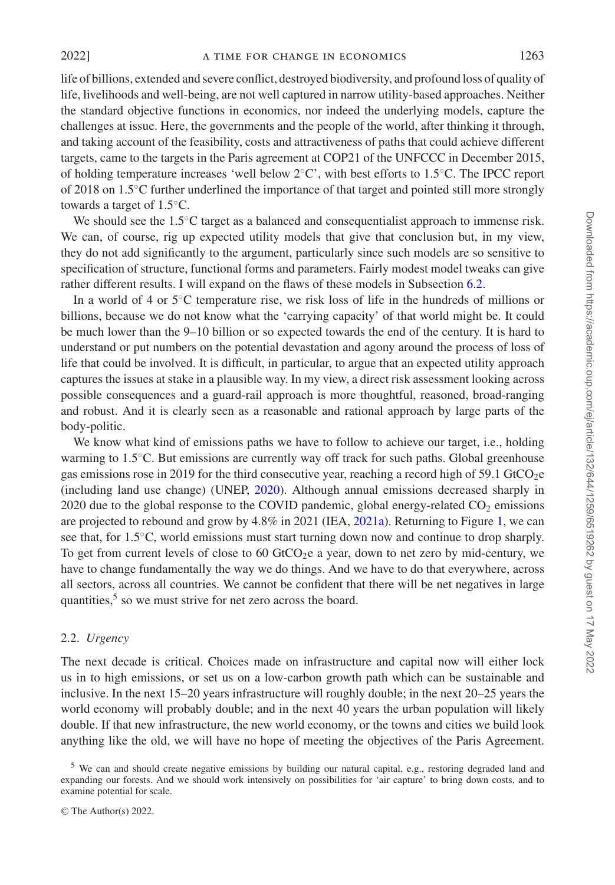life of billions, extended and severe conflict, destroyed biodiversity, and profound loss of quality of life, livelihoods and well-being, are not well captured in narrow utility-based approaches. Neither the standard objective functions in economics, nor indeed the underlying models, capture the challenges at issue. Here, the governments and the people of the world, after thinking it through, and taking account of the feasibility, costs and attractiveness of paths that could achieve different targets, came to the targets in the Paris agreement at COP21 of the UNFCCC in December 2015, of holding temperature increases 'well below 2°C', with best efforts to 1.5°C. The IPCC report of 2018 on 1.5°C further underlined the importance of that target and pointed still more strongly towards a target of 1.5°C.

We should see the 1.5°C target as a balanced and consequentialist approach to immense risk. We can, of course, rig up expected utility models that give that conclusion but, in my view, they do not add significantly to the argument, particularly since such models are so sensitive to specification of structure, functional forms and parameters. Fairly modest model tweaks can give rather different results. I will expand on the flaws of these models in Subsection 6.2.

In a world of 4 or 5°C temperature rise, we risk loss of life in the hundreds of millions or billions, because we do not know what the 'carrying capacity' of that world might be. It could be much lower than the 9–10 billion or so expected towards the end of the century. It is hard to understand or put numbers on the potential devastation and agony around the process of loss of life that could be involved. It is difficult, in particular, to argue that an expected utility approach captures the issues at stake in a plausible way. In my view, a direct risk assessment looking across possible consequences and a guard-rail approach is more thoughtful, reasoned, broad-ranging and robust. And it is clearly seen as a reasonable and rational approach by large parts of the body-politic.

We know what kind of emissions paths we have to follow to achieve our target, i.e., holding warming to 1.5°C. But emissions are currently way off track for such paths. Global greenhouse gas emissions rose in 2019 for the third consecutive year, reaching a record high of 59.1 $GtCO_2e$ (including land use change) (UNEP, 2020). Although annual emissions decreased sharply in 2020 due to the global response to the COVID pandemic, global energy-related $CO_2$ emissions are projected to rebound and grow by 4.8% in 2021 (IEA, 2021a). Returning to Figure 1, we can see that, for 1.5°C, world emissions must start turning down now and continue to drop sharply. To get from current levels of close to 60 $GtCO_2e$ a year, down to net zero by mid-century, we have to change fundamentally the way we do things. And we have to do that everywhere, across all sectors, across all countries. We cannot be confident that there will be net negatives in large quantities,[5] so we must strive for net zero across the board.

### 2.2. *Urgency*

The next decade is critical. Choices made on infrastructure and capital now will either lock us in to high emissions, or set us on a low-carbon growth path which can be sustainable and inclusive. In the next 15–20 years infrastructure will roughly double; in the next 20–25 years the world economy will probably double; and in the next 40 years the urban population will likely double. If that new infrastructure, the new world economy, or the towns and cities we build look anything like the old, we will have no hope of meeting the objectives of the Paris Agreement.

[5] We can and should create negative emissions by building our natural capital, e.g., restoring degraded land and expanding our forests. And we should work intensively on possibilities for 'air capture' to bring down costs, and to examine potential for scale.

© The Author(s) 2022.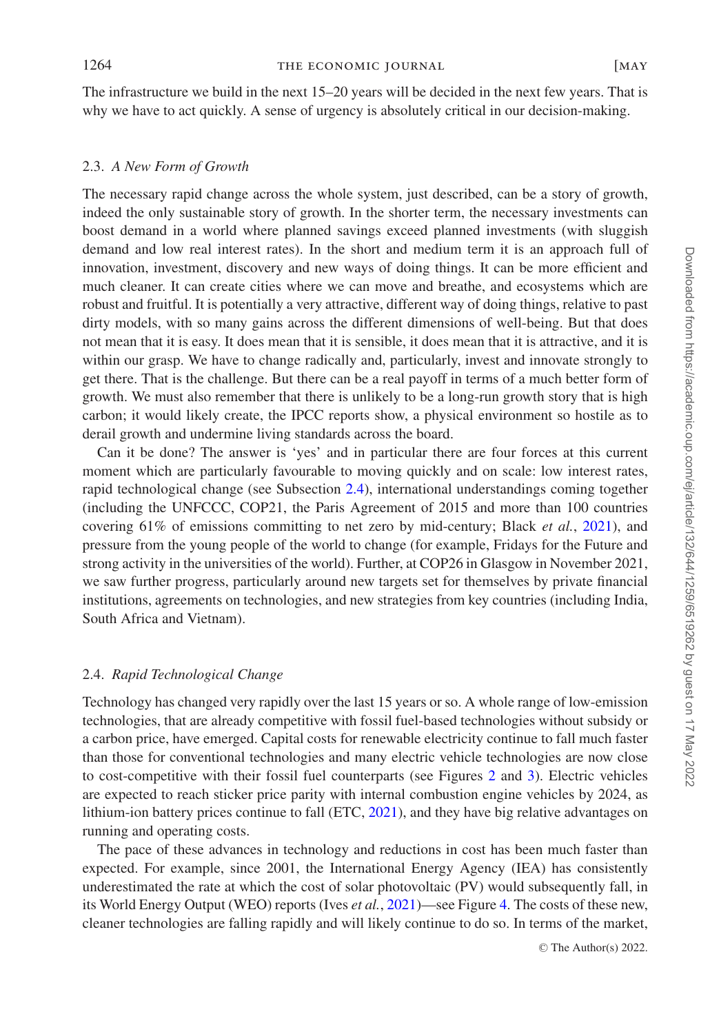The infrastructure we build in the next 15–20 years will be decided in the next few years. That is why we have to act quickly. A sense of urgency is absolutely critical in our decision-making.

### 2.3. *A New Form of Growth*

The necessary rapid change across the whole system, just described, can be a story of growth, indeed the only sustainable story of growth. In the shorter term, the necessary investments can boost demand in a world where planned savings exceed planned investments (with sluggish demand and low real interest rates). In the short and medium term it is an approach full of innovation, investment, discovery and new ways of doing things. It can be more efficient and much cleaner. It can create cities where we can move and breathe, and ecosystems which are robust and fruitful. It is potentially a very attractive, different way of doing things, relative to past dirty models, with so many gains across the different dimensions of well-being. But that does not mean that it is easy. It does mean that it is sensible, it does mean that it is attractive, and it is within our grasp. We have to change radically and, particularly, invest and innovate strongly to get there. That is the challenge. But there can be a real payoff in terms of a much better form of growth. We must also remember that there is unlikely to be a long-run growth story that is high carbon; it would likely create, the IPCC reports show, a physical environment so hostile as to derail growth and undermine living standards across the board.

Can it be done? The answer is 'yes' and in particular there are four forces at this current moment which are particularly favourable to moving quickly and on scale: low interest rates, rapid technological change (see Subsection 2.4), international understandings coming together (including the UNFCCC, COP21, the Paris Agreement of 2015 and more than 100 countries covering 61% of emissions committing to net zero by mid-century; Black *et al.*, 2021), and pressure from the young people of the world to change (for example, Fridays for the Future and strong activity in the universities of the world). Further, at COP26 in Glasgow in November 2021, we saw further progress, particularly around new targets set for themselves by private financial institutions, agreements on technologies, and new strategies from key countries (including India, South Africa and Vietnam).

### 2.4. *Rapid Technological Change*

Technology has changed very rapidly over the last 15 years or so. A whole range of low-emission technologies, that are already competitive with fossil fuel-based technologies without subsidy or a carbon price, have emerged. Capital costs for renewable electricity continue to fall much faster than those for conventional technologies and many electric vehicle technologies are now close to cost-competitive with their fossil fuel counterparts (see Figures 2 and 3). Electric vehicles are expected to reach sticker price parity with internal combustion engine vehicles by 2024, as lithium-ion battery prices continue to fall (ETC, 2021), and they have big relative advantages on running and operating costs.

The pace of these advances in technology and reductions in cost has been much faster than expected. For example, since 2001, the International Energy Agency (IEA) has consistently underestimated the rate at which the cost of solar photovoltaic (PV) would subsequently fall, in its World Energy Output (WEO) reports (Ives *et al.*, 2021)—see Figure 4. The costs of these new, cleaner technologies are falling rapidly and will likely continue to do so. In terms of the market,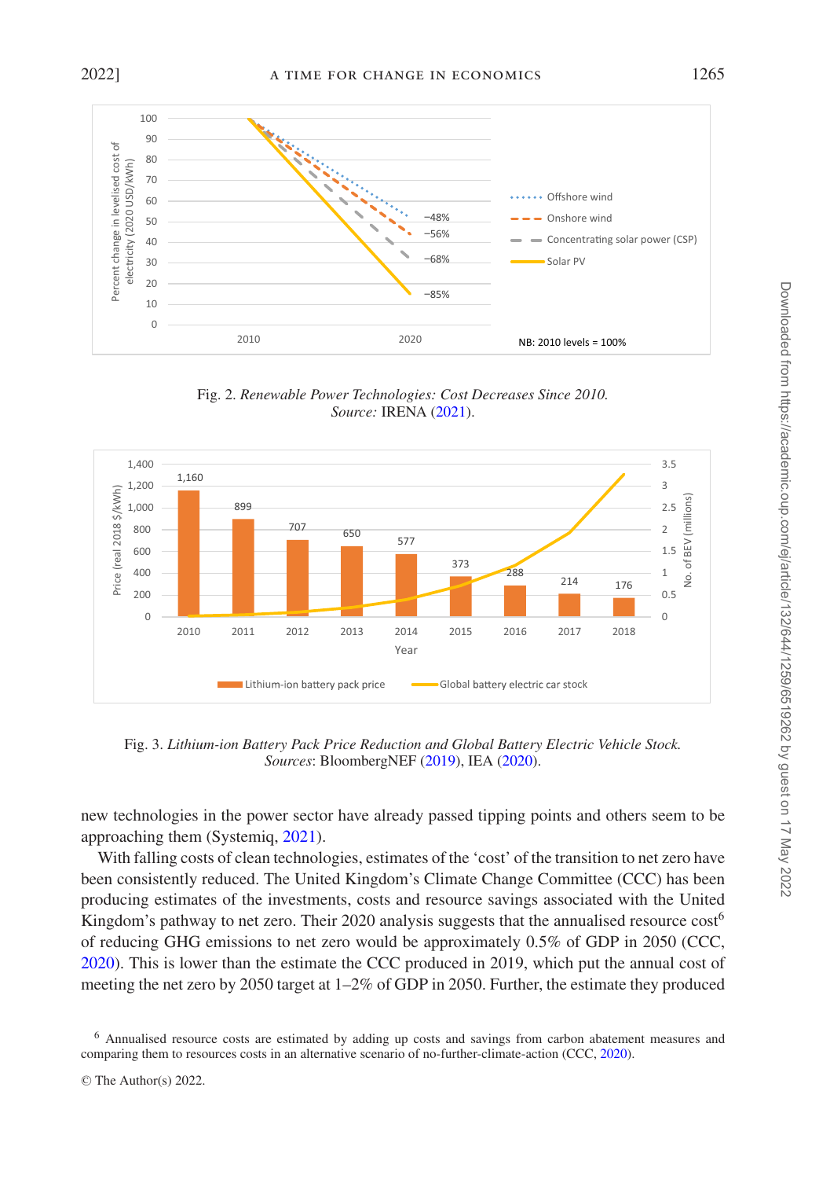Fig. 2. *Renewable Power Technologies: Cost Decreases Since 2010.*
*Source:* IRENA (2021).

Fig. 3. *Lithium-ion Battery Pack Price Reduction and Global Battery Electric Vehicle Stock.*
*Sources*: BloombergNEF (2019), IEA (2020).

new technologies in the power sector have already passed tipping points and others seem to be approaching them (Systemiq, 2021).

With falling costs of clean technologies, estimates of the 'cost' of the transition to net zero have been consistently reduced. The United Kingdom's Climate Change Committee (CCC) has been producing estimates of the investments, costs and resource savings associated with the United Kingdom's pathway to net zero. Their 2020 analysis suggests that the annualised resource cost[6] of reducing GHG emissions to net zero would be approximately 0.5% of GDP in 2050 (CCC, 2020). This is lower than the estimate the CCC produced in 2019, which put the annual cost of meeting the net zero by 2050 target at 1–2% of GDP in 2050. Further, the estimate they produced

[6] Annualised resource costs are estimated by adding up costs and savings from carbon abatement measures and comparing them to resources costs in an alternative scenario of no-further-climate-action (CCC, 2020).

© The Author(s) 2022.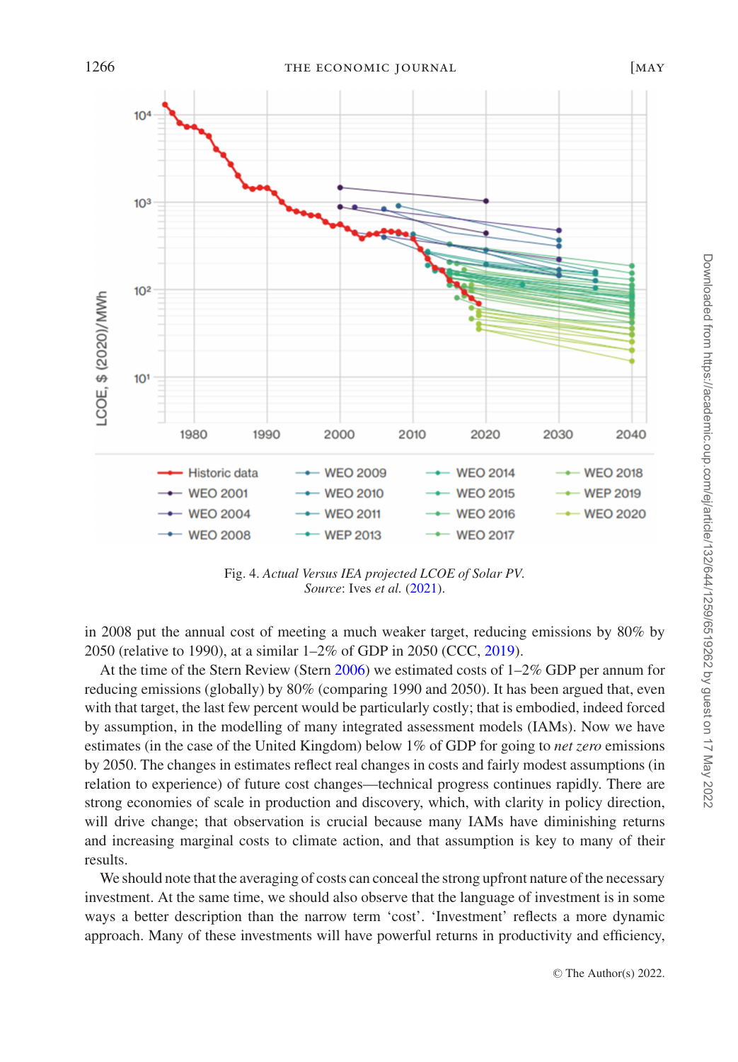Fig. 4. *Actual Versus IEA projected LCOE of Solar PV.*
*Source*: Ives *et al.* (2021).

in 2008 put the annual cost of meeting a much weaker target, reducing emissions by 80% by 2050 (relative to 1990), at a similar 1–2% of GDP in 2050 (CCC, 2019).

At the time of the Stern Review (Stern 2006) we estimated costs of 1–2% GDP per annum for reducing emissions (globally) by 80% (comparing 1990 and 2050). It has been argued that, even with that target, the last few percent would be particularly costly; that is embodied, indeed forced by assumption, in the modelling of many integrated assessment models (IAMs). Now we have estimates (in the case of the United Kingdom) below 1% of GDP for going to *net zero* emissions by 2050. The changes in estimates reflect real changes in costs and fairly modest assumptions (in relation to experience) of future cost changes—technical progress continues rapidly. There are strong economies of scale in production and discovery, which, with clarity in policy direction, will drive change; that observation is crucial because many IAMs have diminishing returns and increasing marginal costs to climate action, and that assumption is key to many of their results.

We should note that the averaging of costs can conceal the strong upfront nature of the necessary investment. At the same time, we should also observe that the language of investment is in some ways a better description than the narrow term 'cost'. 'Investment' reflects a more dynamic approach. Many of these investments will have powerful returns in productivity and efficiency,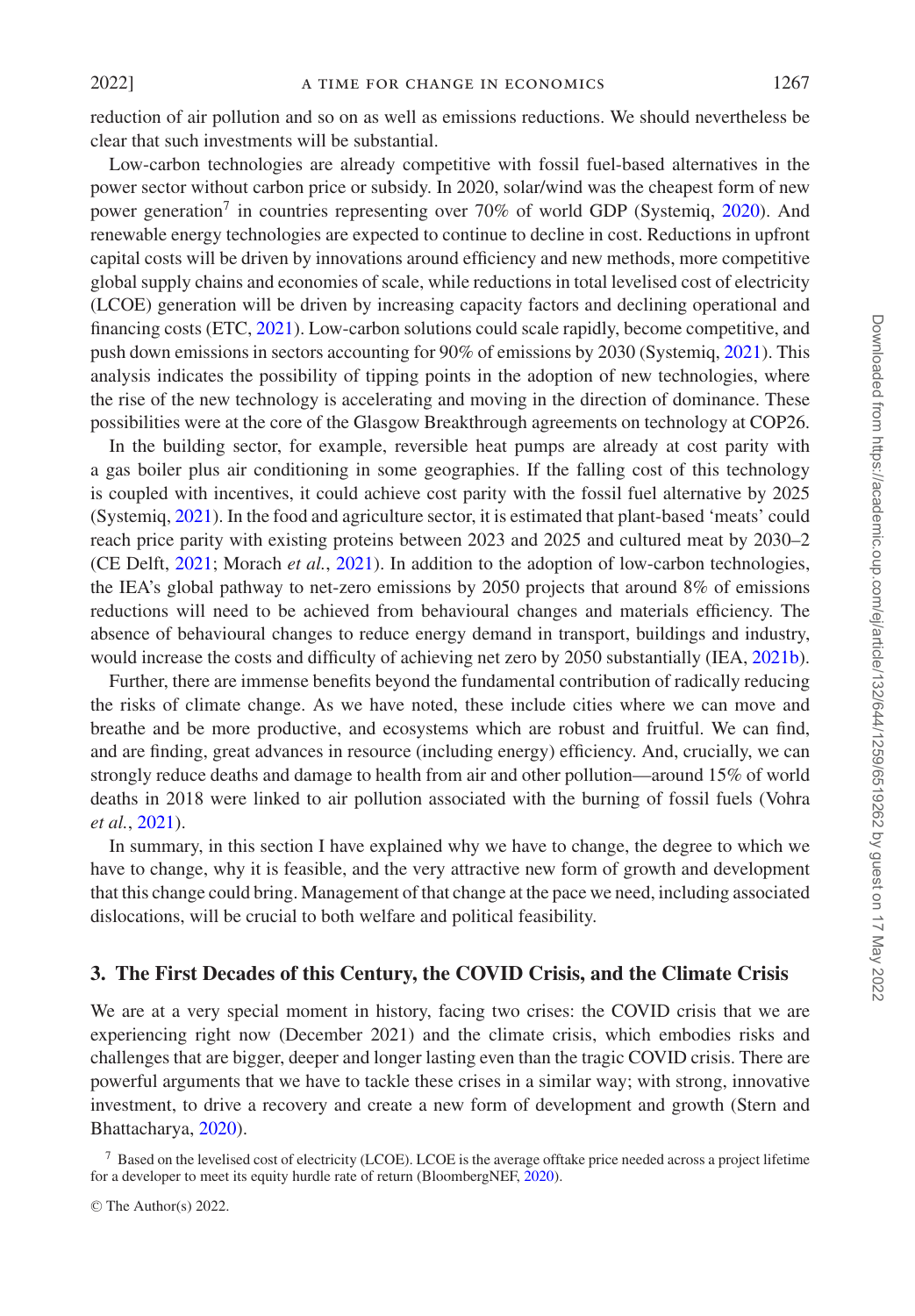reduction of air pollution and so on as well as emissions reductions. We should nevertheless be clear that such investments will be substantial.

Low-carbon technologies are already competitive with fossil fuel-based alternatives in the power sector without carbon price or subsidy. In 2020, solar/wind was the cheapest form of new power generation[7] in countries representing over 70% of world GDP (Systemiq, 2020). And renewable energy technologies are expected to continue to decline in cost. Reductions in upfront capital costs will be driven by innovations around efficiency and new methods, more competitive global supply chains and economies of scale, while reductions in total levelised cost of electricity (LCOE) generation will be driven by increasing capacity factors and declining operational and financing costs (ETC, 2021). Low-carbon solutions could scale rapidly, become competitive, and push down emissions in sectors accounting for 90% of emissions by 2030 (Systemiq, 2021). This analysis indicates the possibility of tipping points in the adoption of new technologies, where the rise of the new technology is accelerating and moving in the direction of dominance. These possibilities were at the core of the Glasgow Breakthrough agreements on technology at COP26.

In the building sector, for example, reversible heat pumps are already at cost parity with a gas boiler plus air conditioning in some geographies. If the falling cost of this technology is coupled with incentives, it could achieve cost parity with the fossil fuel alternative by 2025 (Systemiq, 2021). In the food and agriculture sector, it is estimated that plant-based 'meats' could reach price parity with existing proteins between 2023 and 2025 and cultured meat by 2030–2 (CE Delft, 2021; Morach *et al.*, 2021). In addition to the adoption of low-carbon technologies, the IEA's global pathway to net-zero emissions by 2050 projects that around 8% of emissions reductions will need to be achieved from behavioural changes and materials efficiency. The absence of behavioural changes to reduce energy demand in transport, buildings and industry, would increase the costs and difficulty of achieving net zero by 2050 substantially (IEA, 2021b).

Further, there are immense benefits beyond the fundamental contribution of radically reducing the risks of climate change. As we have noted, these include cities where we can move and breathe and be more productive, and ecosystems which are robust and fruitful. We can find, and are finding, great advances in resource (including energy) efficiency. And, crucially, we can strongly reduce deaths and damage to health from air and other pollution—around 15% of world deaths in 2018 were linked to air pollution associated with the burning of fossil fuels (Vohra *et al.*, 2021).

In summary, in this section I have explained why we have to change, the degree to which we have to change, why it is feasible, and the very attractive new form of growth and development that this change could bring. Management of that change at the pace we need, including associated dislocations, will be crucial to both welfare and political feasibility.

## 3. The First Decades of this Century, the COVID Crisis, and the Climate Crisis

We are at a very special moment in history, facing two crises: the COVID crisis that we are experiencing right now (December 2021) and the climate crisis, which embodies risks and challenges that are bigger, deeper and longer lasting even than the tragic COVID crisis. There are powerful arguments that we have to tackle these crises in a similar way; with strong, innovative investment, to drive a recovery and create a new form of development and growth (Stern and Bhattacharya, 2020).

[7] Based on the levelised cost of electricity (LCOE). LCOE is the average offtake price needed across a project lifetime for a developer to meet its equity hurdle rate of return (BloombergNEF, 2020).

© The Author(s) 2022.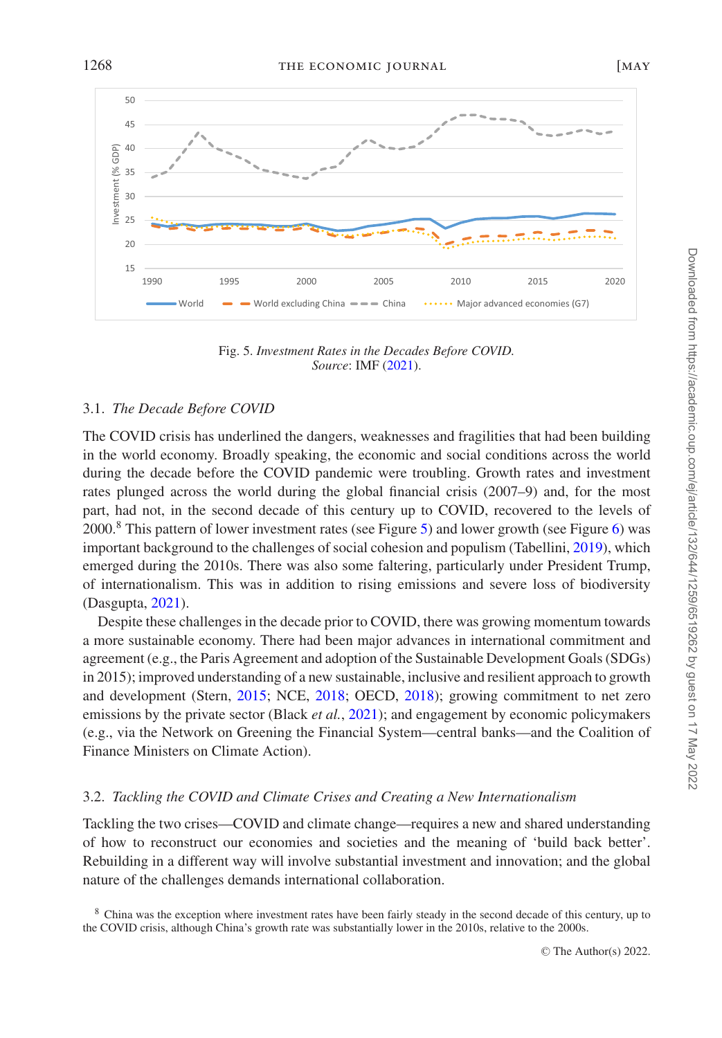Fig. 5. *Investment Rates in the Decades Before COVID.*
*Source*: IMF (2021).

### 3.1. *The Decade Before COVID*

The COVID crisis has underlined the dangers, weaknesses and fragilities that had been building in the world economy. Broadly speaking, the economic and social conditions across the world during the decade before the COVID pandemic were troubling. Growth rates and investment rates plunged across the world during the global financial crisis (2007–9) and, for the most part, had not, in the second decade of this century up to COVID, recovered to the levels of 2000.[8] This pattern of lower investment rates (see Figure 5) and lower growth (see Figure 6) was important background to the challenges of social cohesion and populism (Tabellini, 2019), which emerged during the 2010s. There was also some faltering, particularly under President Trump, of internationalism. This was in addition to rising emissions and severe loss of biodiversity (Dasgupta, 2021).

Despite these challenges in the decade prior to COVID, there was growing momentum towards a more sustainable economy. There had been major advances in international commitment and agreement (e.g., the Paris Agreement and adoption of the Sustainable Development Goals (SDGs) in 2015); improved understanding of a new sustainable, inclusive and resilient approach to growth and development (Stern, 2015; NCE, 2018; OECD, 2018); growing commitment to net zero emissions by the private sector (Black *et al.*, 2021); and engagement by economic policymakers (e.g., via the Network on Greening the Financial System—central banks—and the Coalition of Finance Ministers on Climate Action).

### 3.2. *Tackling the COVID and Climate Crises and Creating a New Internationalism*

Tackling the two crises—COVID and climate change—requires a new and shared understanding of how to reconstruct our economies and societies and the meaning of ‘build back better’. Rebuilding in a different way will involve substantial investment and innovation; and the global nature of the challenges demands international collaboration.

[8] China was the exception where investment rates have been fairly steady in the second decade of this century, up to the COVID crisis, although China’s growth rate was substantially lower in the 2010s, relative to the 2000s.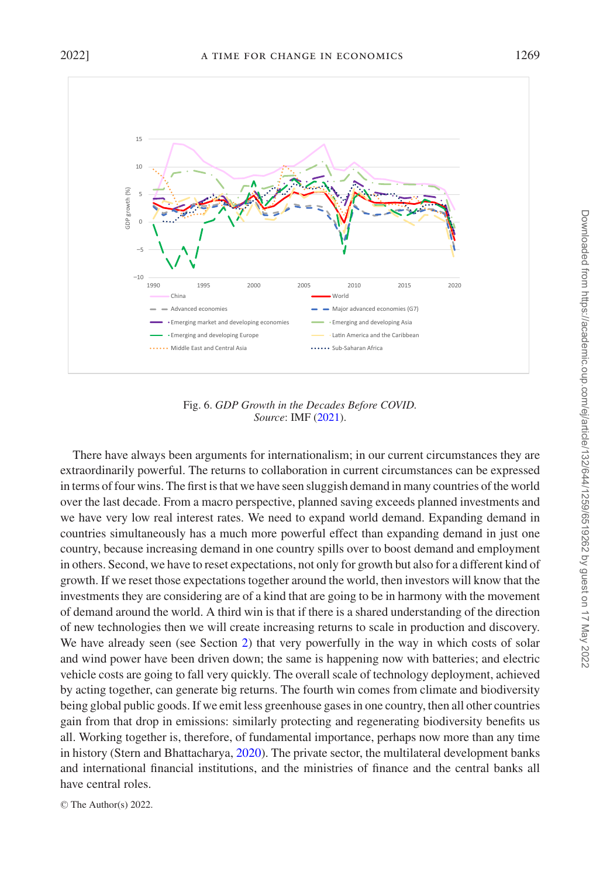Fig. 6. *GDP Growth in the Decades Before COVID.*
*Source*: IMF (2021).

There have always been arguments for internationalism; in our current circumstances they are extraordinarily powerful. The returns to collaboration in current circumstances can be expressed in terms of four wins. The first is that we have seen sluggish demand in many countries of the world over the last decade. From a macro perspective, planned saving exceeds planned investments and we have very low real interest rates. We need to expand world demand. Expanding demand in countries simultaneously has a much more powerful effect than expanding demand in just one country, because increasing demand in one country spills over to boost demand and employment in others. Second, we have to reset expectations, not only for growth but also for a different kind of growth. If we reset those expectations together around the world, then investors will know that the investments they are considering are of a kind that are going to be in harmony with the movement of demand around the world. A third win is that if there is a shared understanding of the direction of new technologies then we will create increasing returns to scale in production and discovery. We have already seen (see Section 2) that very powerfully in the way in which costs of solar and wind power have been driven down; the same is happening now with batteries; and electric vehicle costs are going to fall very quickly. The overall scale of technology deployment, achieved by acting together, can generate big returns. The fourth win comes from climate and biodiversity being global public goods. If we emit less greenhouse gases in one country, then all other countries gain from that drop in emissions: similarly protecting and regenerating biodiversity benefits us all. Working together is, therefore, of fundamental importance, perhaps now more than any time in history (Stern and Bhattacharya, 2020). The private sector, the multilateral development banks and international financial institutions, and the ministries of finance and the central banks all have central roles.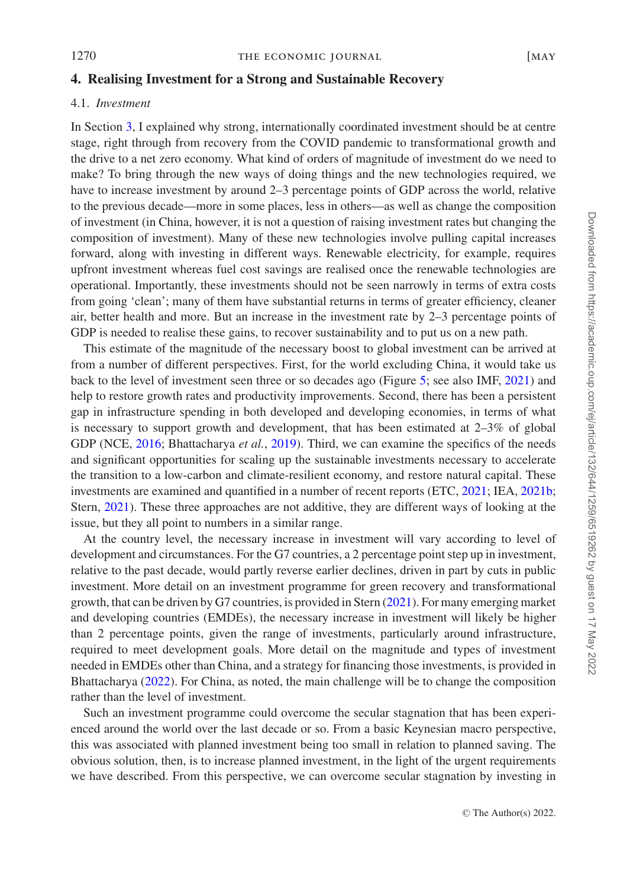## 4. Realising Investment for a Strong and Sustainable Recovery

### 4.1. *Investment*

In Section 3, I explained why strong, internationally coordinated investment should be at centre stage, right through from recovery from the COVID pandemic to transformational growth and the drive to a net zero economy. What kind of orders of magnitude of investment do we need to make? To bring through the new ways of doing things and the new technologies required, we have to increase investment by around 2–3 percentage points of GDP across the world, relative to the previous decade—more in some places, less in others—as well as change the composition of investment (in China, however, it is not a question of raising investment rates but changing the composition of investment). Many of these new technologies involve pulling capital increases forward, along with investing in different ways. Renewable electricity, for example, requires upfront investment whereas fuel cost savings are realised once the renewable technologies are operational. Importantly, these investments should not be seen narrowly in terms of extra costs from going 'clean'; many of them have substantial returns in terms of greater efficiency, cleaner air, better health and more. But an increase in the investment rate by 2–3 percentage points of GDP is needed to realise these gains, to recover sustainability and to put us on a new path.

This estimate of the magnitude of the necessary boost to global investment can be arrived at from a number of different perspectives. First, for the world excluding China, it would take us back to the level of investment seen three or so decades ago (Figure 5; see also IMF, 2021) and help to restore growth rates and productivity improvements. Second, there has been a persistent gap in infrastructure spending in both developed and developing economies, in terms of what is necessary to support growth and development, that has been estimated at 2–3% of global GDP (NCE, 2016; Bhattacharya *et al.*, 2019). Third, we can examine the specifics of the needs and significant opportunities for scaling up the sustainable investments necessary to accelerate the transition to a low-carbon and climate-resilient economy, and restore natural capital. These investments are examined and quantified in a number of recent reports (ETC, 2021; IEA, 2021b; Stern, 2021). These three approaches are not additive, they are different ways of looking at the issue, but they all point to numbers in a similar range.

At the country level, the necessary increase in investment will vary according to level of development and circumstances. For the G7 countries, a 2 percentage point step up in investment, relative to the past decade, would partly reverse earlier declines, driven in part by cuts in public investment. More detail on an investment programme for green recovery and transformational growth, that can be driven by G7 countries, is provided in Stern (2021). For many emerging market and developing countries (EMDEs), the necessary increase in investment will likely be higher than 2 percentage points, given the range of investments, particularly around infrastructure, required to meet development goals. More detail on the magnitude and types of investment needed in EMDEs other than China, and a strategy for financing those investments, is provided in Bhattacharya (2022). For China, as noted, the main challenge will be to change the composition rather than the level of investment.

Such an investment programme could overcome the secular stagnation that has been experienced around the world over the last decade or so. From a basic Keynesian macro perspective, this was associated with planned investment being too small in relation to planned saving. The obvious solution, then, is to increase planned investment, in the light of the urgent requirements we have described. From this perspective, we can overcome secular stagnation by investing in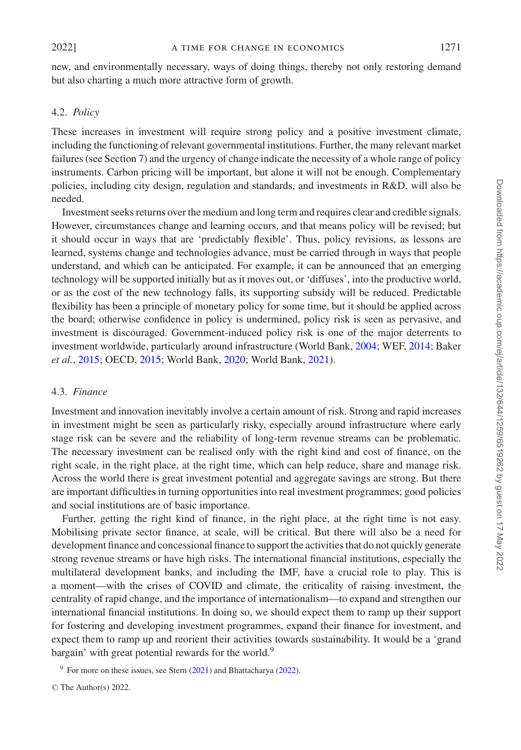new, and environmentally necessary, ways of doing things, thereby not only restoring demand but also charting a much more attractive form of growth.

### 4.2. *Policy*

These increases in investment will require strong policy and a positive investment climate, including the functioning of relevant governmental institutions. Further, the many relevant market failures (see Section 7) and the urgency of change indicate the necessity of a whole range of policy instruments. Carbon pricing will be important, but alone it will not be enough. Complementary policies, including city design, regulation and standards, and investments in R&D, will also be needed.

Investment seeks returns over the medium and long term and requires clear and credible signals. However, circumstances change and learning occurs, and that means policy will be revised; but it should occur in ways that are 'predictably flexible'. Thus, policy revisions, as lessons are learned, systems change and technologies advance, must be carried through in ways that people understand, and which can be anticipated. For example, it can be announced that an emerging technology will be supported initially but as it moves out, or 'diffuses', into the productive world, or as the cost of the new technology falls, its supporting subsidy will be reduced. Predictable flexibility has been a principle of monetary policy for some time, but it should be applied across the board; otherwise confidence in policy is undermined, policy risk is seen as pervasive, and investment is discouraged. Government-induced policy risk is one of the major deterrents to investment worldwide, particularly around infrastructure (World Bank, 2004; WEF, 2014; Baker *et al.*, 2015; OECD, 2015; World Bank, 2020; World Bank, 2021).

### 4.3. *Finance*

Investment and innovation inevitably involve a certain amount of risk. Strong and rapid increases in investment might be seen as particularly risky, especially around infrastructure where early stage risk can be severe and the reliability of long-term revenue streams can be problematic. The necessary investment can be realised only with the right kind and cost of finance, on the right scale, in the right place, at the right time, which can help reduce, share and manage risk. Across the world there is great investment potential and aggregate savings are strong. But there are important difficulties in turning opportunities into real investment programmes; good policies and social institutions are of basic importance.

Further, getting the right kind of finance, in the right place, at the right time is not easy. Mobilising private sector finance, at scale, will be critical. But there will also be a need for development finance and concessional finance to support the activities that do not quickly generate strong revenue streams or have high risks. The international financial institutions, especially the multilateral development banks, and including the IMF, have a crucial role to play. This is a moment—with the crises of COVID and climate, the criticality of raising investment, the centrality of rapid change, and the importance of internationalism—to expand and strengthen our international financial institutions. In doing so, we should expect them to ramp up their support for fostering and developing investment programmes, expand their finance for investment, and expect them to ramp up and reorient their activities towards sustainability. It would be a 'grand bargain' with great potential rewards for the world.[9]

[9] For more on these issues, see Stern (2021) and Bhattacharya (2022).

© The Author(s) 2022.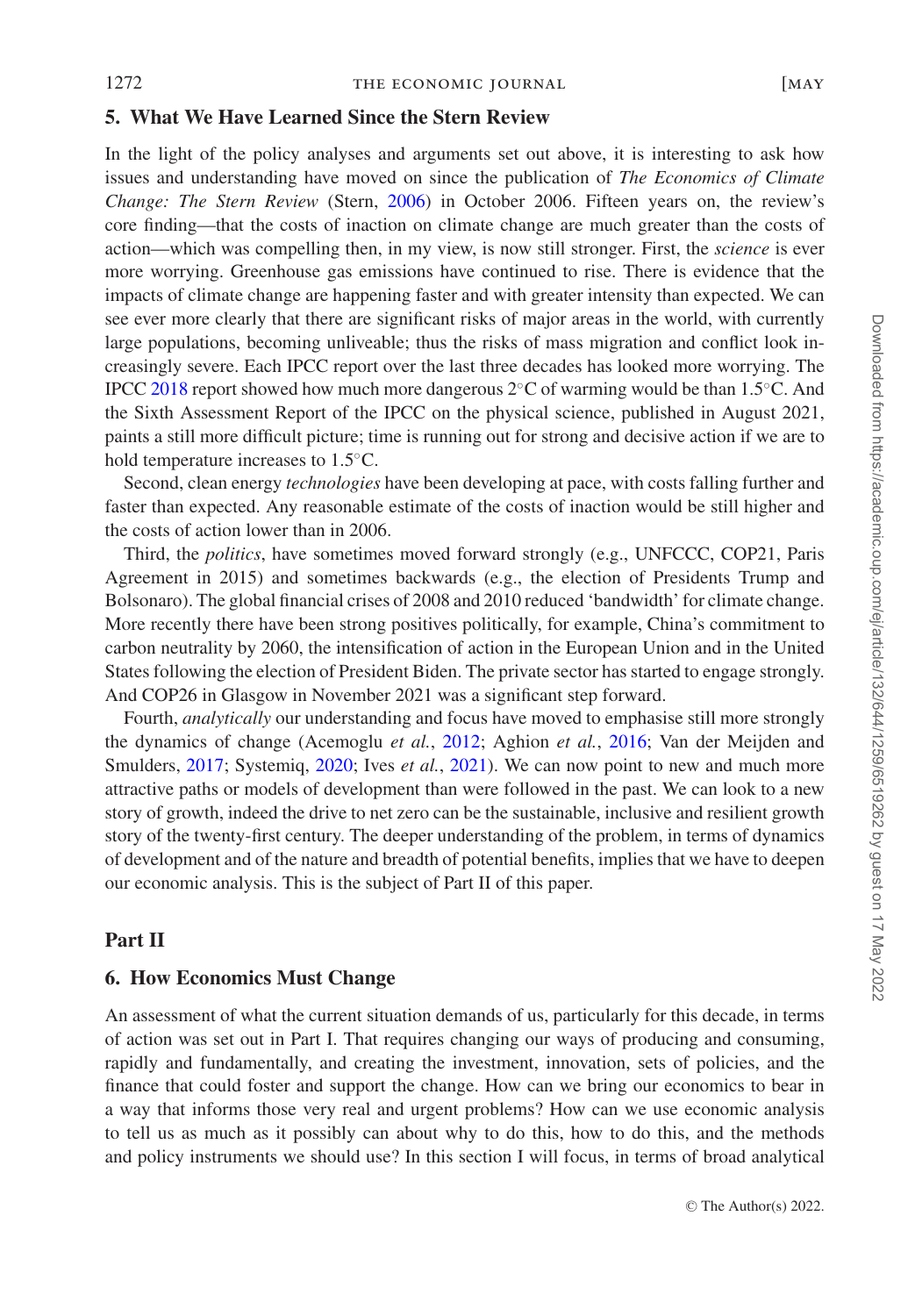## 5. What We Have Learned Since the Stern Review

In the light of the policy analyses and arguments set out above, it is interesting to ask how issues and understanding have moved on since the publication of *The Economics of Climate Change: The Stern Review* (Stern, 2006) in October 2006. Fifteen years on, the review's core finding—that the costs of inaction on climate change are much greater than the costs of action—which was compelling then, in my view, is now still stronger. First, the *science* is ever more worrying. Greenhouse gas emissions have continued to rise. There is evidence that the impacts of climate change are happening faster and with greater intensity than expected. We can see ever more clearly that there are significant risks of major areas in the world, with currently large populations, becoming unliveable; thus the risks of mass migration and conflict look increasingly severe. Each IPCC report over the last three decades has looked more worrying. The IPCC 2018 report showed how much more dangerous 2°C of warming would be than 1.5°C. And the Sixth Assessment Report of the IPCC on the physical science, published in August 2021, paints a still more difficult picture; time is running out for strong and decisive action if we are to hold temperature increases to 1.5°C.

Second, clean energy *technologies* have been developing at pace, with costs falling further and faster than expected. Any reasonable estimate of the costs of inaction would be still higher and the costs of action lower than in 2006.

Third, the *politics*, have sometimes moved forward strongly (e.g., UNFCCC, COP21, Paris Agreement in 2015) and sometimes backwards (e.g., the election of Presidents Trump and Bolsonaro). The global financial crises of 2008 and 2010 reduced 'bandwidth' for climate change. More recently there have been strong positives politically, for example, China's commitment to carbon neutrality by 2060, the intensification of action in the European Union and in the United States following the election of President Biden. The private sector has started to engage strongly. And COP26 in Glasgow in November 2021 was a significant step forward.

Fourth, *analytically* our understanding and focus have moved to emphasise still more strongly the dynamics of change (Acemoglu *et al.*, 2012; Aghion *et al.*, 2016; Van der Meijden and Smulders, 2017; Systemiq, 2020; Ives *et al.*, 2021). We can now point to new and much more attractive paths or models of development than were followed in the past. We can look to a new story of growth, indeed the drive to net zero can be the sustainable, inclusive and resilient growth story of the twenty-first century. The deeper understanding of the problem, in terms of dynamics of development and of the nature and breadth of potential benefits, implies that we have to deepen our economic analysis. This is the subject of Part II of this paper.

# Part II

## 6. How Economics Must Change

An assessment of what the current situation demands of us, particularly for this decade, in terms of action was set out in Part I. That requires changing our ways of producing and consuming, rapidly and fundamentally, and creating the investment, innovation, sets of policies, and the finance that could foster and support the change. How can we bring our economics to bear in a way that informs those very real and urgent problems? How can we use economic analysis to tell us as much as it possibly can about why to do this, how to do this, and the methods and policy instruments we should use? In this section I will focus, in terms of broad analytical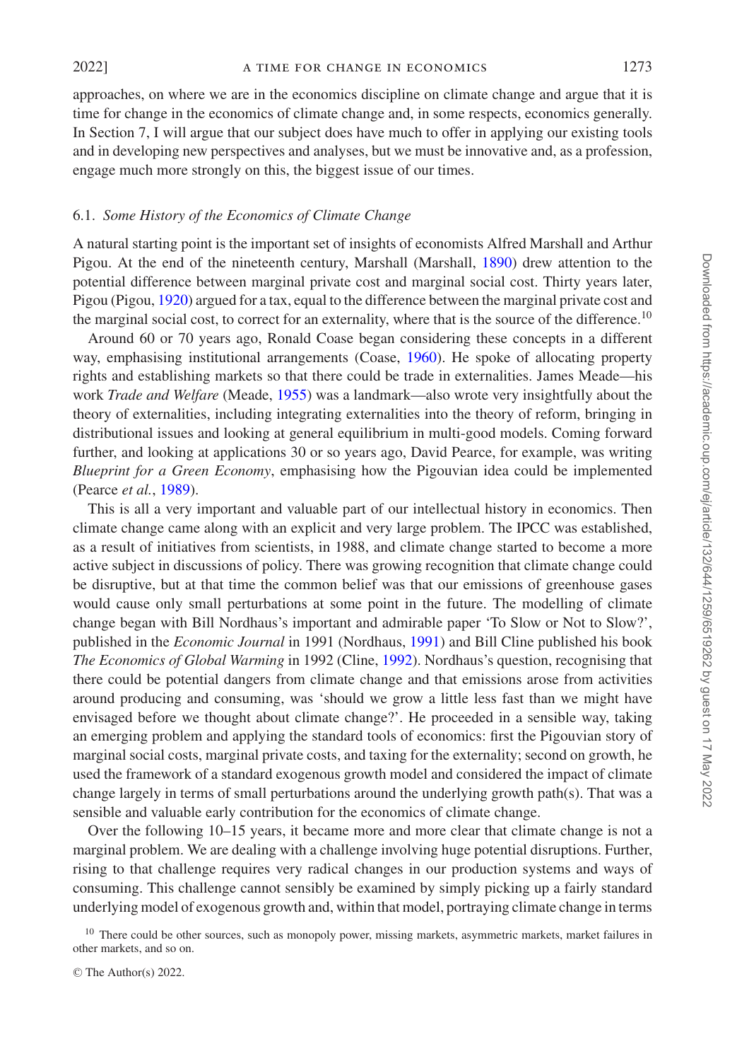approaches, on where we are in the economics discipline on climate change and argue that it is time for change in the economics of climate change and, in some respects, economics generally. In Section 7, I will argue that our subject does have much to offer in applying our existing tools and in developing new perspectives and analyses, but we must be innovative and, as a profession, engage much more strongly on this, the biggest issue of our times.

### 6.1. *Some History of the Economics of Climate Change*

A natural starting point is the important set of insights of economists Alfred Marshall and Arthur Pigou. At the end of the nineteenth century, Marshall (Marshall, 1890) drew attention to the potential difference between marginal private cost and marginal social cost. Thirty years later, Pigou (Pigou, 1920) argued for a tax, equal to the difference between the marginal private cost and the marginal social cost, to correct for an externality, where that is the source of the difference.[10]

Around 60 or 70 years ago, Ronald Coase began considering these concepts in a different way, emphasising institutional arrangements (Coase, 1960). He spoke of allocating property rights and establishing markets so that there could be trade in externalities. James Meade—his work *Trade and Welfare* (Meade, 1955) was a landmark—also wrote very insightfully about the theory of externalities, including integrating externalities into the theory of reform, bringing in distributional issues and looking at general equilibrium in multi-good models. Coming forward further, and looking at applications 30 or so years ago, David Pearce, for example, was writing *Blueprint for a Green Economy*, emphasising how the Pigouvian idea could be implemented (Pearce *et al.*, 1989).

This is all a very important and valuable part of our intellectual history in economics. Then climate change came along with an explicit and very large problem. The IPCC was established, as a result of initiatives from scientists, in 1988, and climate change started to become a more active subject in discussions of policy. There was growing recognition that climate change could be disruptive, but at that time the common belief was that our emissions of greenhouse gases would cause only small perturbations at some point in the future. The modelling of climate change began with Bill Nordhaus's important and admirable paper 'To Slow or Not to Slow?', published in the *Economic Journal* in 1991 (Nordhaus, 1991) and Bill Cline published his book *The Economics of Global Warming* in 1992 (Cline, 1992). Nordhaus's question, recognising that there could be potential dangers from climate change and that emissions arose from activities around producing and consuming, was 'should we grow a little less fast than we might have envisaged before we thought about climate change?'. He proceeded in a sensible way, taking an emerging problem and applying the standard tools of economics: first the Pigouvian story of marginal social costs, marginal private costs, and taxing for the externality; second on growth, he used the framework of a standard exogenous growth model and considered the impact of climate change largely in terms of small perturbations around the underlying growth path(s). That was a sensible and valuable early contribution for the economics of climate change.

Over the following 10–15 years, it became more and more clear that climate change is not a marginal problem. We are dealing with a challenge involving huge potential disruptions. Further, rising to that challenge requires very radical changes in our production systems and ways of consuming. This challenge cannot sensibly be examined by simply picking up a fairly standard underlying model of exogenous growth and, within that model, portraying climate change in terms

[10] There could be other sources, such as monopoly power, missing markets, asymmetric markets, market failures in other markets, and so on.

© The Author(s) 2022.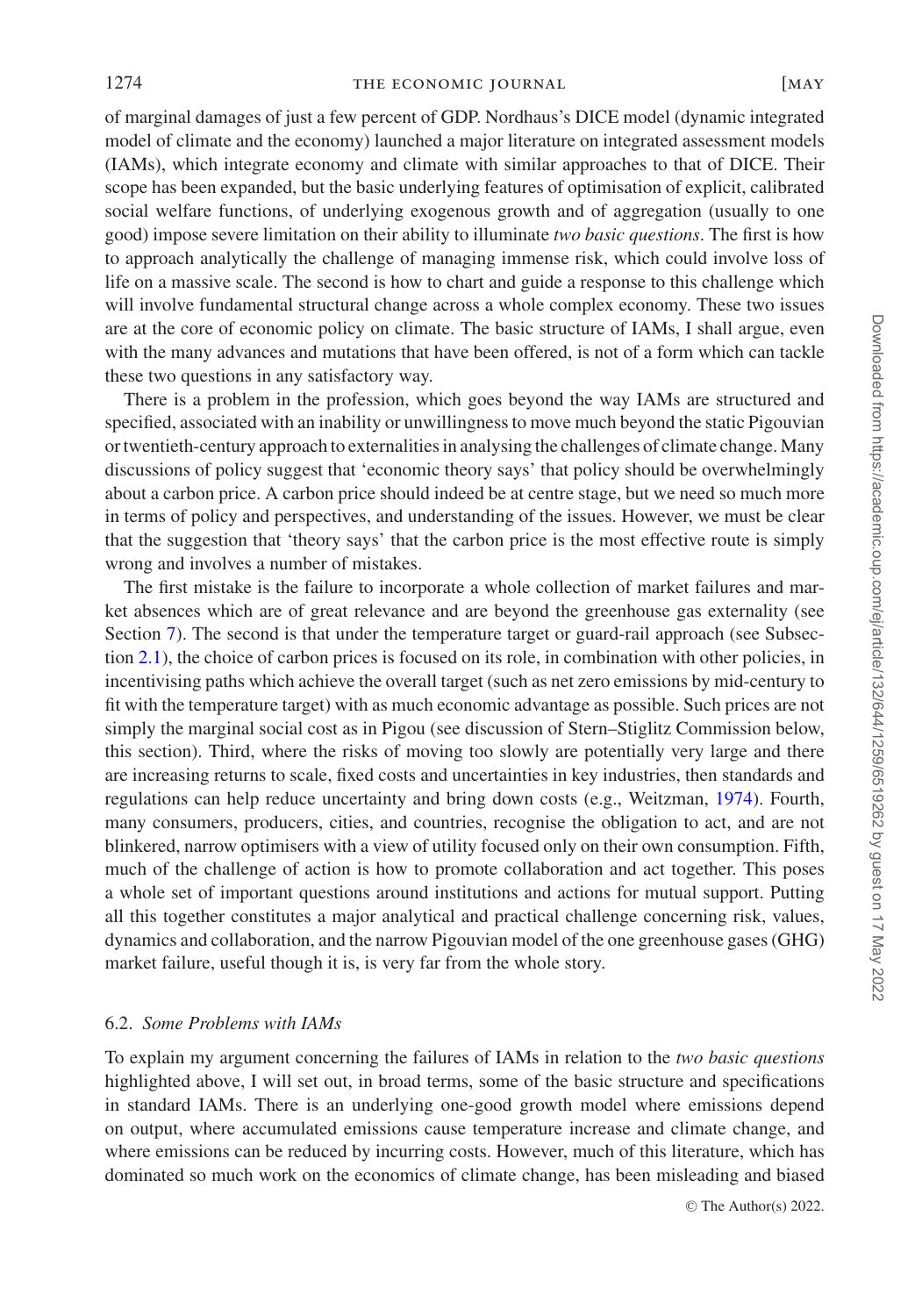of marginal damages of just a few percent of GDP. Nordhaus's DICE model (dynamic integrated model of climate and the economy) launched a major literature on integrated assessment models (IAMs), which integrate economy and climate with similar approaches to that of DICE. Their scope has been expanded, but the basic underlying features of optimisation of explicit, calibrated social welfare functions, of underlying exogenous growth and of aggregation (usually to one good) impose severe limitation on their ability to illuminate *two basic questions*. The first is how to approach analytically the challenge of managing immense risk, which could involve loss of life on a massive scale. The second is how to chart and guide a response to this challenge which will involve fundamental structural change across a whole complex economy. These two issues are at the core of economic policy on climate. The basic structure of IAMs, I shall argue, even with the many advances and mutations that have been offered, is not of a form which can tackle these two questions in any satisfactory way.

There is a problem in the profession, which goes beyond the way IAMs are structured and specified, associated with an inability or unwillingness to move much beyond the static Pigouvian or twentieth-century approach to externalities in analysing the challenges of climate change. Many discussions of policy suggest that 'economic theory says' that policy should be overwhelmingly about a carbon price. A carbon price should indeed be at centre stage, but we need so much more in terms of policy and perspectives, and understanding of the issues. However, we must be clear that the suggestion that 'theory says' that the carbon price is the most effective route is simply wrong and involves a number of mistakes.

The first mistake is the failure to incorporate a whole collection of market failures and market absences which are of great relevance and are beyond the greenhouse gas externality (see Section 7). The second is that under the temperature target or guard-rail approach (see Subsection 2.1), the choice of carbon prices is focused on its role, in combination with other policies, in incentivising paths which achieve the overall target (such as net zero emissions by mid-century to fit with the temperature target) with as much economic advantage as possible. Such prices are not simply the marginal social cost as in Pigou (see discussion of Stern–Stiglitz Commission below, this section). Third, where the risks of moving too slowly are potentially very large and there are increasing returns to scale, fixed costs and uncertainties in key industries, then standards and regulations can help reduce uncertainty and bring down costs (e.g., Weitzman, 1974). Fourth, many consumers, producers, cities, and countries, recognise the obligation to act, and are not blinkered, narrow optimisers with a view of utility focused only on their own consumption. Fifth, much of the challenge of action is how to promote collaboration and act together. This poses a whole set of important questions around institutions and actions for mutual support. Putting all this together constitutes a major analytical and practical challenge concerning risk, values, dynamics and collaboration, and the narrow Pigouvian model of the one greenhouse gases (GHG) market failure, useful though it is, is very far from the whole story.

### 6.2. *Some Problems with IAMs*

To explain my argument concerning the failures of IAMs in relation to the *two basic questions* highlighted above, I will set out, in broad terms, some of the basic structure and specifications in standard IAMs. There is an underlying one-good growth model where emissions depend on output, where accumulated emissions cause temperature increase and climate change, and where emissions can be reduced by incurring costs. However, much of this literature, which has dominated so much work on the economics of climate change, has been misleading and biased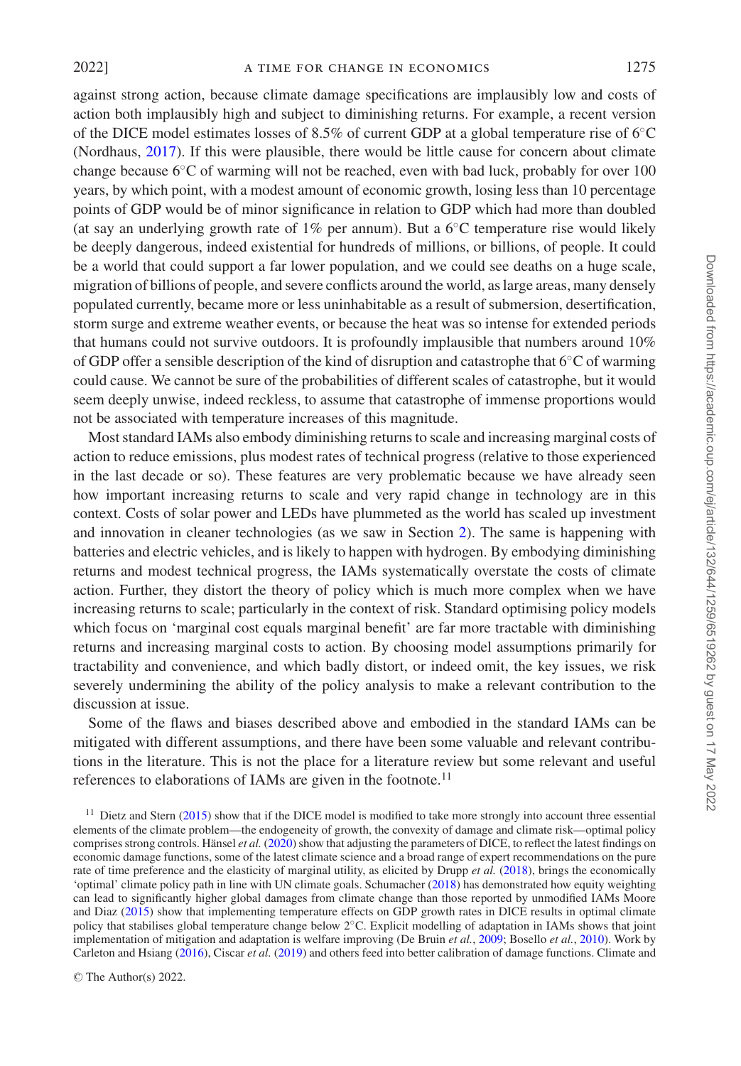against strong action, because climate damage specifications are implausibly low and costs of action both implausibly high and subject to diminishing returns. For example, a recent version of the DICE model estimates losses of 8.5% of current GDP at a global temperature rise of 6°C (Nordhaus, 2017). If this were plausible, there would be little cause for concern about climate change because 6°C of warming will not be reached, even with bad luck, probably for over 100 years, by which point, with a modest amount of economic growth, losing less than 10 percentage points of GDP would be of minor significance in relation to GDP which had more than doubled (at say an underlying growth rate of 1% per annum). But a 6°C temperature rise would likely be deeply dangerous, indeed existential for hundreds of millions, or billions, of people. It could be a world that could support a far lower population, and we could see deaths on a huge scale, migration of billions of people, and severe conflicts around the world, as large areas, many densely populated currently, became more or less uninhabitable as a result of submersion, desertification, storm surge and extreme weather events, or because the heat was so intense for extended periods that humans could not survive outdoors. It is profoundly implausible that numbers around 10% of GDP offer a sensible description of the kind of disruption and catastrophe that 6°C of warming could cause. We cannot be sure of the probabilities of different scales of catastrophe, but it would seem deeply unwise, indeed reckless, to assume that catastrophe of immense proportions would not be associated with temperature increases of this magnitude.

Most standard IAMs also embody diminishing returns to scale and increasing marginal costs of action to reduce emissions, plus modest rates of technical progress (relative to those experienced in the last decade or so). These features are very problematic because we have already seen how important increasing returns to scale and very rapid change in technology are in this context. Costs of solar power and LEDs have plummeted as the world has scaled up investment and innovation in cleaner technologies (as we saw in Section 2). The same is happening with batteries and electric vehicles, and is likely to happen with hydrogen. By embodying diminishing returns and modest technical progress, the IAMs systematically overstate the costs of climate action. Further, they distort the theory of policy which is much more complex when we have increasing returns to scale; particularly in the context of risk. Standard optimising policy models which focus on 'marginal cost equals marginal benefit' are far more tractable with diminishing returns and increasing marginal costs to action. By choosing model assumptions primarily for tractability and convenience, and which badly distort, or indeed omit, the key issues, we risk severely undermining the ability of the policy analysis to make a relevant contribution to the discussion at issue.

Some of the flaws and biases described above and embodied in the standard IAMs can be mitigated with different assumptions, and there have been some valuable and relevant contributions in the literature. This is not the place for a literature review but some relevant and useful references to elaborations of IAMs are given in the footnote.[11]

[11] Dietz and Stern (2015) show that if the DICE model is modified to take more strongly into account three essential elements of the climate problem—the endogeneity of growth, the convexity of damage and climate risk—optimal policy comprises strong controls. Hänsel *et al.* (2020) show that adjusting the parameters of DICE, to reflect the latest findings on economic damage functions, some of the latest climate science and a broad range of expert recommendations on the pure rate of time preference and the elasticity of marginal utility, as elicited by Drupp *et al.* (2018), brings the economically 'optimal' climate policy path in line with UN climate goals. Schumacher (2018) has demonstrated how equity weighting can lead to significantly higher global damages from climate change than those reported by unmodified IAMs Moore and Diaz (2015) show that implementing temperature effects on GDP growth rates in DICE results in optimal climate policy that stabilises global temperature change below 2°C. Explicit modelling of adaptation in IAMs shows that joint implementation of mitigation and adaptation is welfare improving (De Bruin *et al.*, 2009; Bosello *et al.*, 2010). Work by Carleton and Hsiang (2016), Ciscar *et al.* (2019) and others feed into better calibration of damage functions. Climate and

© The Author(s) 2022.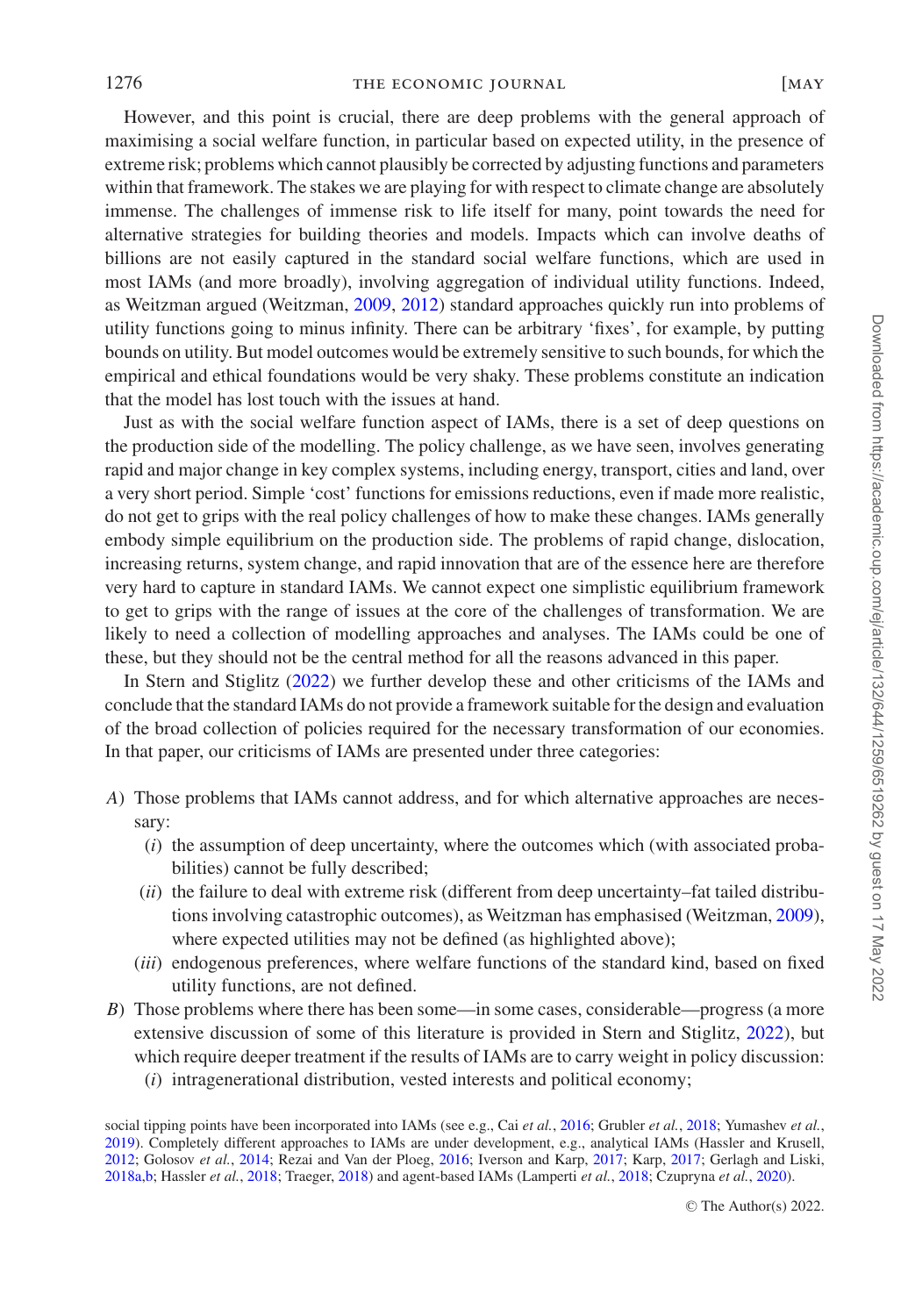However, and this point is crucial, there are deep problems with the general approach of maximising a social welfare function, in particular based on expected utility, in the presence of extreme risk; problems which cannot plausibly be corrected by adjusting functions and parameters within that framework. The stakes we are playing for with respect to climate change are absolutely immense. The challenges of immense risk to life itself for many, point towards the need for alternative strategies for building theories and models. Impacts which can involve deaths of billions are not easily captured in the standard social welfare functions, which are used in most IAMs (and more broadly), involving aggregation of individual utility functions. Indeed, as Weitzman argued (Weitzman, 2009, 2012) standard approaches quickly run into problems of utility functions going to minus infinity. There can be arbitrary 'fixes', for example, by putting bounds on utility. But model outcomes would be extremely sensitive to such bounds, for which the empirical and ethical foundations would be very shaky. These problems constitute an indication that the model has lost touch with the issues at hand.

Just as with the social welfare function aspect of IAMs, there is a set of deep questions on the production side of the modelling. The policy challenge, as we have seen, involves generating rapid and major change in key complex systems, including energy, transport, cities and land, over a very short period. Simple 'cost' functions for emissions reductions, even if made more realistic, do not get to grips with the real policy challenges of how to make these changes. IAMs generally embody simple equilibrium on the production side. The problems of rapid change, dislocation, increasing returns, system change, and rapid innovation that are of the essence here are therefore very hard to capture in standard IAMs. We cannot expect one simplistic equilibrium framework to get to grips with the range of issues at the core of the challenges of transformation. We are likely to need a collection of modelling approaches and analyses. The IAMs could be one of these, but they should not be the central method for all the reasons advanced in this paper.

In Stern and Stiglitz (2022) we further develop these and other criticisms of the IAMs and conclude that the standard IAMs do not provide a framework suitable for the design and evaluation of the broad collection of policies required for the necessary transformation of our economies. In that paper, our criticisms of IAMs are presented under three categories:

*A*) Those problems that IAMs cannot address, and for which alternative approaches are necessary:
  - (*i*) the assumption of deep uncertainty, where the outcomes which (with associated probabilities) cannot be fully described;
  - (*ii*) the failure to deal with extreme risk (different from deep uncertainty–fat tailed distributions involving catastrophic outcomes), as Weitzman has emphasised (Weitzman, 2009), where expected utilities may not be defined (as highlighted above);
  - (*iii*) endogenous preferences, where welfare functions of the standard kind, based on fixed utility functions, are not defined.

*B*) Those problems where there has been some—in some cases, considerable—progress (a more extensive discussion of some of this literature is provided in Stern and Stiglitz, 2022), but which require deeper treatment if the results of IAMs are to carry weight in policy discussion:
  - (*i*) intragenerational distribution, vested interests and political economy;

social tipping points have been incorporated into IAMs (see e.g., Cai *et al.*, 2016; Grubler *et al.*, 2018; Yumashev *et al.*, 2019). Completely different approaches to IAMs are under development, e.g., analytical IAMs (Hassler and Krusell, 2012; Golosov *et al.*, 2014; Rezai and Van der Ploeg, 2016; Iverson and Karp, 2017; Karp, 2017; Gerlagh and Liski, 2018a,b; Hassler *et al.*, 2018; Traeger, 2018) and agent-based IAMs (Lamperti *et al.*, 2018; Czupryna *et al.*, 2020).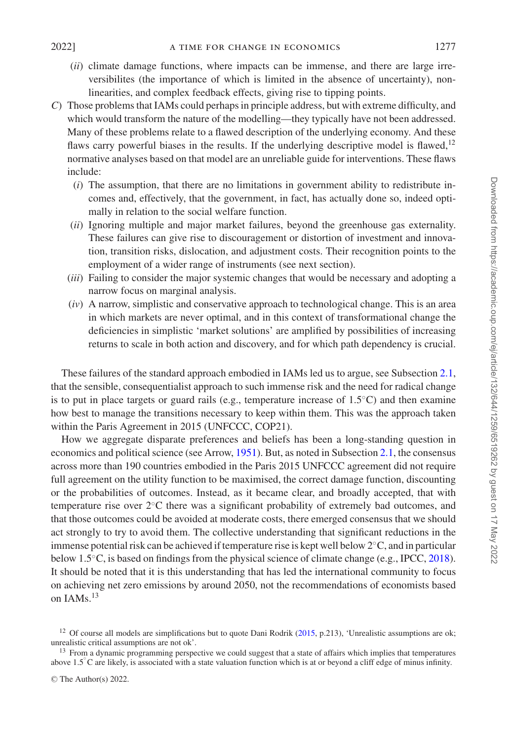(*ii*) climate damage functions, where impacts can be immense, and there are large irreversibilites (the importance of which is limited in the absence of uncertainty), nonlinearities, and complex feedback effects, giving rise to tipping points.

*C*) Those problems that IAMs could perhaps in principle address, but with extreme difficulty, and which would transform the nature of the modelling—they typically have not been addressed. Many of these problems relate to a flawed description of the underlying economy. And these flaws carry powerful biases in the results. If the underlying descriptive model is flawed,[12] normative analyses based on that model are an unreliable guide for interventions. These flaws include:

(*i*) The assumption, that there are no limitations in government ability to redistribute incomes and, effectively, that the government, in fact, has actually done so, indeed optimally in relation to the social welfare function.

(*ii*) Ignoring multiple and major market failures, beyond the greenhouse gas externality. These failures can give rise to discouragement or distortion of investment and innovation, transition risks, dislocation, and adjustment costs. Their recognition points to the employment of a wider range of instruments (see next section).

(*iii*) Failing to consider the major systemic changes that would be necessary and adopting a narrow focus on marginal analysis.

(*iv*) A narrow, simplistic and conservative approach to technological change. This is an area in which markets are never optimal, and in this context of transformational change the deficiencies in simplistic 'market solutions' are amplified by possibilities of increasing returns to scale in both action and discovery, and for which path dependency is crucial.

These failures of the standard approach embodied in IAMs led us to argue, see Subsection 2.1, that the sensible, consequentialist approach to such immense risk and the need for radical change is to put in place targets or guard rails (e.g., temperature increase of 1.5°C) and then examine how best to manage the transitions necessary to keep within them. This was the approach taken within the Paris Agreement in 2015 (UNFCCC, COP21).

How we aggregate disparate preferences and beliefs has been a long-standing question in economics and political science (see Arrow, 1951). But, as noted in Subsection 2.1, the consensus across more than 190 countries embodied in the Paris 2015 UNFCCC agreement did not require full agreement on the utility function to be maximised, the correct damage function, discounting or the probabilities of outcomes. Instead, as it became clear, and broadly accepted, that with temperature rise over 2°C there was a significant probability of extremely bad outcomes, and that those outcomes could be avoided at moderate costs, there emerged consensus that we should act strongly to try to avoid them. The collective understanding that significant reductions in the immense potential risk can be achieved if temperature rise is kept well below 2°C, and in particular below 1.5°C, is based on findings from the physical science of climate change (e.g., IPCC, 2018). It should be noted that it is this understanding that has led the international community to focus on achieving net zero emissions by around 2050, not the recommendations of economists based on IAMs.[13]

[12] Of course all models are simplifications but to quote Dani Rodrik (2015, p.213), 'Unrealistic assumptions are ok; unrealistic critical assumptions are not ok'.

[13] From a dynamic programming perspective we could suggest that a state of affairs which implies that temperatures above 1.5°C are likely, is associated with a state valuation function which is at or beyond a cliff edge of minus infinity.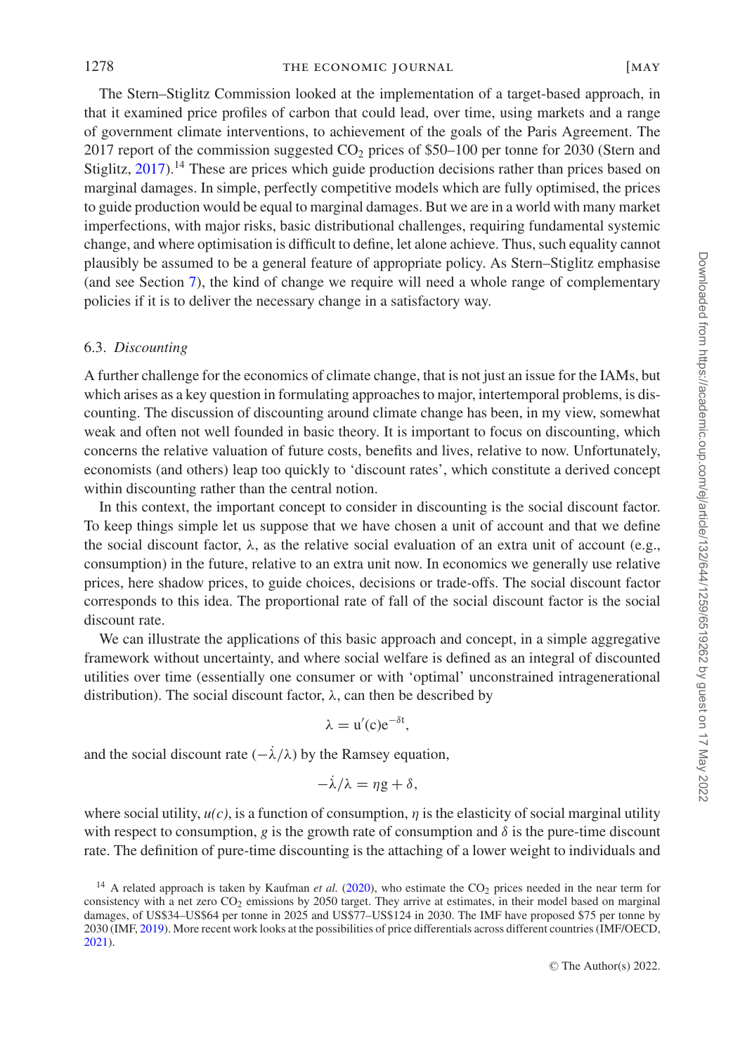The Stern–Stiglitz Commission looked at the implementation of a target-based approach, in that it examined price profiles of carbon that could lead, over time, using markets and a range of government climate interventions, to achievement of the goals of the Paris Agreement. The 2017 report of the commission suggested $CO_2$ prices of \$50–100 per tonne for 2030 (Stern and Stiglitz, 2017).[14] These are prices which guide production decisions rather than prices based on marginal damages. In simple, perfectly competitive models which are fully optimised, the prices to guide production would be equal to marginal damages. But we are in a world with many market imperfections, with major risks, basic distributional challenges, requiring fundamental systemic change, and where optimisation is difficult to define, let alone achieve. Thus, such equality cannot plausibly be assumed to be a general feature of appropriate policy. As Stern–Stiglitz emphasise (and see Section 7), the kind of change we require will need a whole range of complementary policies if it is to deliver the necessary change in a satisfactory way.

### 6.3. *Discounting*

A further challenge for the economics of climate change, that is not just an issue for the IAMs, but which arises as a key question in formulating approaches to major, intertemporal problems, is discounting. The discussion of discounting around climate change has been, in my view, somewhat weak and often not well founded in basic theory. It is important to focus on discounting, which concerns the relative valuation of future costs, benefits and lives, relative to now. Unfortunately, economists (and others) leap too quickly to 'discount rates', which constitute a derived concept within discounting rather than the central notion.

In this context, the important concept to consider in discounting is the social discount factor. To keep things simple let us suppose that we have chosen a unit of account and that we define the social discount factor, $\lambda$, as the relative social evaluation of an extra unit of account (e.g., consumption) in the future, relative to an extra unit now. In economics we generally use relative prices, here shadow prices, to guide choices, decisions or trade-offs. The social discount factor corresponds to this idea. The proportional rate of fall of the social discount factor is the social discount rate.

We can illustrate the applications of this basic approach and concept, in a simple aggregative framework without uncertainty, and where social welfare is defined as an integral of discounted utilities over time (essentially one consumer or with 'optimal' unconstrained intragenerational distribution). The social discount factor, $\lambda$, can then be described by

$$\lambda = u'(c)e^{-\delta t},$$

and the social discount rate ($-\dot{\lambda}/\lambda$) by the Ramsey equation,

$$-\dot{\lambda}/\lambda = \eta g + \delta,$$

where social utility, $u(c)$, is a function of consumption, $\eta$ is the elasticity of social marginal utility with respect to consumption, $g$ is the growth rate of consumption and $\delta$ is the pure-time discount rate. The definition of pure-time discounting is the attaching of a lower weight to individuals and

[14] A related approach is taken by Kaufman *et al.* (2020), who estimate the $CO_2$ prices needed in the near term for consistency with a net zero $CO_2$ emissions by 2050 target. They arrive at estimates, in their model based on marginal damages, of US\$34–US\$64 per tonne in 2025 and US\$77–US\$124 in 2030. The IMF have proposed \$75 per tonne by 2030 (IMF, 2019). More recent work looks at the possibilities of price differentials across different countries (IMF/OECD, 2021).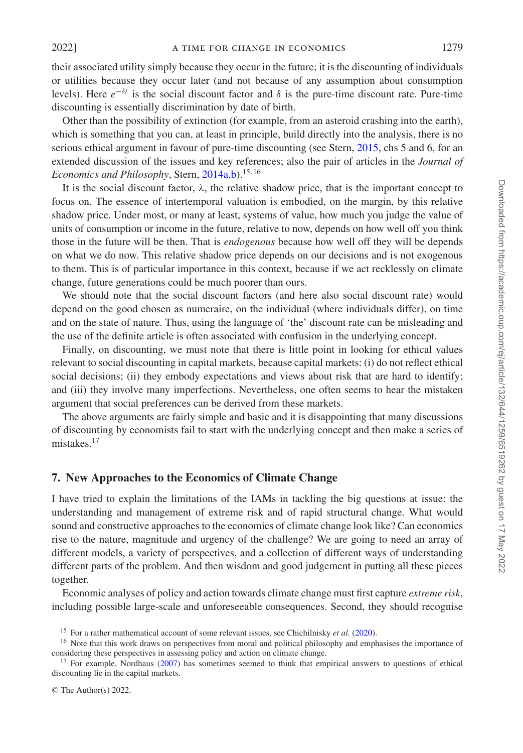their associated utility simply because they occur in the future; it is the discounting of individuals or utilities because they occur later (and not because of any assumption about consumption levels). Here $e^{-\delta t}$ is the social discount factor and $\delta$ is the pure-time discount rate. Pure-time discounting is essentially discrimination by date of birth.

Other than the possibility of extinction (for example, from an asteroid crashing into the earth), which is something that you can, at least in principle, build directly into the analysis, there is no serious ethical argument in favour of pure-time discounting (see Stern, 2015, chs 5 and 6, for an extended discussion of the issues and key references; also the pair of articles in the *Journal of Economics and Philosophy*, Stern, 2014a,b).[15,16]

It is the social discount factor, $\lambda$, the relative shadow price, that is the important concept to focus on. The essence of intertemporal valuation is embodied, on the margin, by this relative shadow price. Under most, or many at least, systems of value, how much you judge the value of units of consumption or income in the future, relative to now, depends on how well off you think those in the future will be then. That is *endogenous* because how well off they will be depends on what we do now. This relative shadow price depends on our decisions and is not exogenous to them. This is of particular importance in this context, because if we act recklessly on climate change, future generations could be much poorer than ours.

We should note that the social discount factors (and here also social discount rate) would depend on the good chosen as numeraire, on the individual (where individuals differ), on time and on the state of nature. Thus, using the language of 'the' discount rate can be misleading and the use of the definite article is often associated with confusion in the underlying concept.

Finally, on discounting, we must note that there is little point in looking for ethical values relevant to social discounting in capital markets, because capital markets: (i) do not reflect ethical social decisions; (ii) they embody expectations and views about risk that are hard to identify; and (iii) they involve many imperfections. Nevertheless, one often seems to hear the mistaken argument that social preferences can be derived from these markets.

The above arguments are fairly simple and basic and it is disappointing that many discussions of discounting by economists fail to start with the underlying concept and then make a series of mistakes.[17]

## 7. New Approaches to the Economics of Climate Change

I have tried to explain the limitations of the IAMs in tackling the big questions at issue: the understanding and management of extreme risk and of rapid structural change. What would sound and constructive approaches to the economics of climate change look like? Can economics rise to the nature, magnitude and urgency of the challenge? We are going to need an array of different models, a variety of perspectives, and a collection of different ways of understanding different parts of the problem. And then wisdom and good judgement in putting all these pieces together.

Economic analyses of policy and action towards climate change must first capture *extreme risk*, including possible large-scale and unforeseeable consequences. Second, they should recognise

[15] For a rather mathematical account of some relevant issues, see Chichilnisky *et al.* (2020).

[16] Note that this work draws on perspectives from moral and political philosophy and emphasises the importance of considering these perspectives in assessing policy and action on climate change.

[17] For example, Nordhaus (2007) has sometimes seemed to think that empirical answers to questions of ethical discounting lie in the capital markets.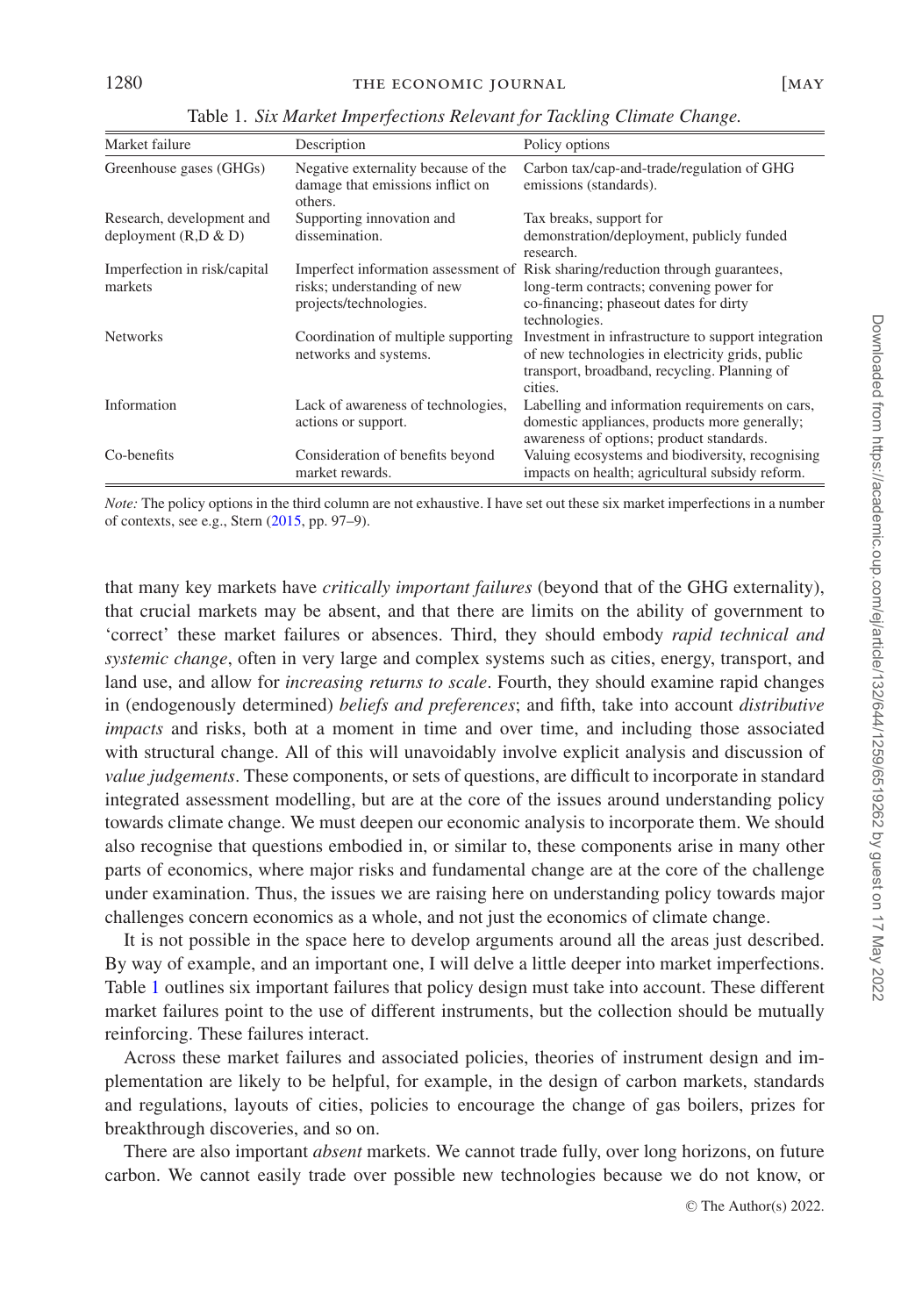Table 1. *Six Market Imperfections Relevant for Tackling Climate Change.*

| Market failure | Description | Policy options |
|---|---|---|
| Greenhouse gases (GHGs) | Negative externality because of the damage that emissions inflict on others. | Carbon tax/cap-and-trade/regulation of GHG emissions (standards). |
| Research, development and deployment (R,D & D) | Supporting innovation and dissemination. | Tax breaks, support for demonstration/deployment, publicly funded research. |
| Imperfection in risk/capital markets | Imperfect information assessment of risks; understanding of new projects/technologies. | Risk sharing/reduction through guarantees, long-term contracts; convening power for co-financing; phaseout dates for dirty technologies. |
| Networks | Coordination of multiple supporting networks and systems. | Investment in infrastructure to support integration of new technologies in electricity grids, public transport, broadband, recycling. Planning of cities. |
| Information | Lack of awareness of technologies, actions or support. | Labelling and information requirements on cars, domestic appliances, products more generally; awareness of options; product standards. |
| Co-benefits | Consideration of benefits beyond market rewards. | Valuing ecosystems and biodiversity, recognising impacts on health; agricultural subsidy reform. |

*Note:* The policy options in the third column are not exhaustive. I have set out these six market imperfections in a number of contexts, see e.g., Stern (2015, pp. 97–9).

that many key markets have *critically important failures* (beyond that of the GHG externality), that crucial markets may be absent, and that there are limits on the ability of government to 'correct' these market failures or absences. Third, they should embody *rapid technical and systemic change*, often in very large and complex systems such as cities, energy, transport, and land use, and allow for *increasing returns to scale*. Fourth, they should examine rapid changes in (endogenously determined) *beliefs and preferences*; and fifth, take into account *distributive impacts* and risks, both at a moment in time and over time, and including those associated with structural change. All of this will unavoidably involve explicit analysis and discussion of *value judgements*. These components, or sets of questions, are difficult to incorporate in standard integrated assessment modelling, but are at the core of the issues around understanding policy towards climate change. We must deepen our economic analysis to incorporate them. We should also recognise that questions embodied in, or similar to, these components arise in many other parts of economics, where major risks and fundamental change are at the core of the challenge under examination. Thus, the issues we are raising here on understanding policy towards major challenges concern economics as a whole, and not just the economics of climate change.

It is not possible in the space here to develop arguments around all the areas just described. By way of example, and an important one, I will delve a little deeper into market imperfections. Table 1 outlines six important failures that policy design must take into account. These different market failures point to the use of different instruments, but the collection should be mutually reinforcing. These failures interact.

Across these market failures and associated policies, theories of instrument design and implementation are likely to be helpful, for example, in the design of carbon markets, standards and regulations, layouts of cities, policies to encourage the change of gas boilers, prizes for breakthrough discoveries, and so on.

There are also important *absent* markets. We cannot trade fully, over long horizons, on future carbon. We cannot easily trade over possible new technologies because we do not know, or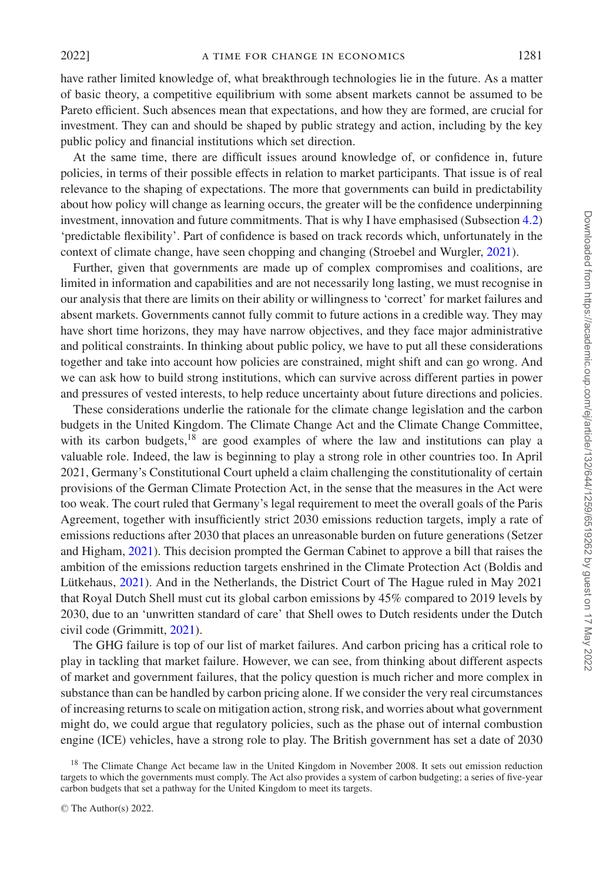have rather limited knowledge of, what breakthrough technologies lie in the future. As a matter of basic theory, a competitive equilibrium with some absent markets cannot be assumed to be Pareto efficient. Such absences mean that expectations, and how they are formed, are crucial for investment. They can and should be shaped by public strategy and action, including by the key public policy and financial institutions which set direction.

At the same time, there are difficult issues around knowledge of, or confidence in, future policies, in terms of their possible effects in relation to market participants. That issue is of real relevance to the shaping of expectations. The more that governments can build in predictability about how policy will change as learning occurs, the greater will be the confidence underpinning investment, innovation and future commitments. That is why I have emphasised (Subsection 4.2) 'predictable flexibility'. Part of confidence is based on track records which, unfortunately in the context of climate change, have seen chopping and changing (Stroebel and Wurgler, 2021).

Further, given that governments are made up of complex compromises and coalitions, are limited in information and capabilities and are not necessarily long lasting, we must recognise in our analysis that there are limits on their ability or willingness to 'correct' for market failures and absent markets. Governments cannot fully commit to future actions in a credible way. They may have short time horizons, they may have narrow objectives, and they face major administrative and political constraints. In thinking about public policy, we have to put all these considerations together and take into account how policies are constrained, might shift and can go wrong. And we can ask how to build strong institutions, which can survive across different parties in power and pressures of vested interests, to help reduce uncertainty about future directions and policies.

These considerations underlie the rationale for the climate change legislation and the carbon budgets in the United Kingdom. The Climate Change Act and the Climate Change Committee, with its carbon budgets,[18] are good examples of where the law and institutions can play a valuable role. Indeed, the law is beginning to play a strong role in other countries too. In April 2021, Germany's Constitutional Court upheld a claim challenging the constitutionality of certain provisions of the German Climate Protection Act, in the sense that the measures in the Act were too weak. The court ruled that Germany's legal requirement to meet the overall goals of the Paris Agreement, together with insufficiently strict 2030 emissions reduction targets, imply a rate of emissions reductions after 2030 that places an unreasonable burden on future generations (Setzer and Higham, 2021). This decision prompted the German Cabinet to approve a bill that raises the ambition of the emissions reduction targets enshrined in the Climate Protection Act (Boldis and Lütkehaus, 2021). And in the Netherlands, the District Court of The Hague ruled in May 2021 that Royal Dutch Shell must cut its global carbon emissions by 45% compared to 2019 levels by 2030, due to an 'unwritten standard of care' that Shell owes to Dutch residents under the Dutch civil code (Grimmitt, 2021).

The GHG failure is top of our list of market failures. And carbon pricing has a critical role to play in tackling that market failure. However, we can see, from thinking about different aspects of market and government failures, that the policy question is much richer and more complex in substance than can be handled by carbon pricing alone. If we consider the very real circumstances of increasing returns to scale on mitigation action, strong risk, and worries about what government might do, we could argue that regulatory policies, such as the phase out of internal combustion engine (ICE) vehicles, have a strong role to play. The British government has set a date of 2030

[18] The Climate Change Act became law in the United Kingdom in November 2008. It sets out emission reduction targets to which the governments must comply. The Act also provides a system of carbon budgeting; a series of five-year carbon budgets that set a pathway for the United Kingdom to meet its targets.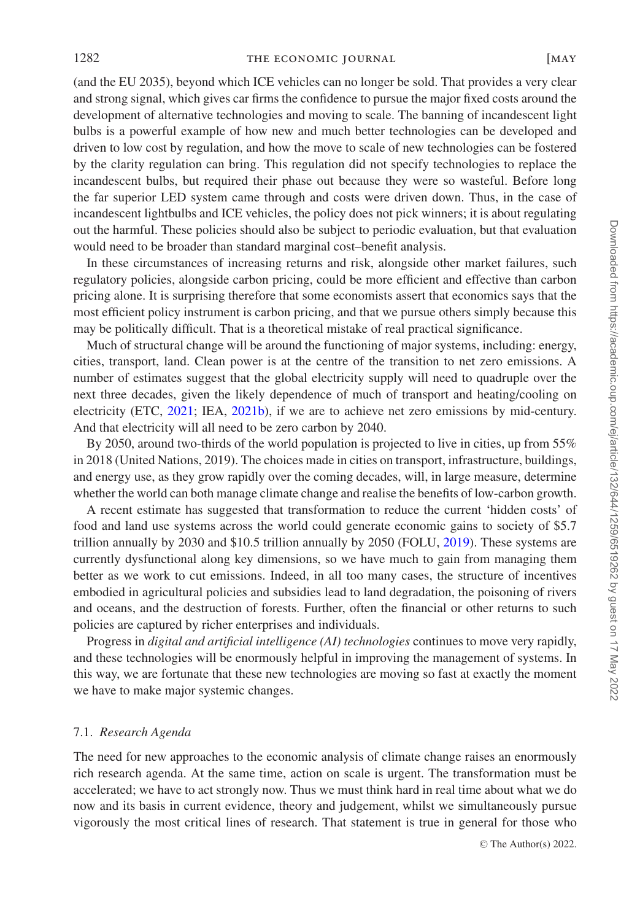(and the EU 2035), beyond which ICE vehicles can no longer be sold. That provides a very clear and strong signal, which gives car firms the confidence to pursue the major fixed costs around the development of alternative technologies and moving to scale. The banning of incandescent light bulbs is a powerful example of how new and much better technologies can be developed and driven to low cost by regulation, and how the move to scale of new technologies can be fostered by the clarity regulation can bring. This regulation did not specify technologies to replace the incandescent bulbs, but required their phase out because they were so wasteful. Before long the far superior LED system came through and costs were driven down. Thus, in the case of incandescent lightbulbs and ICE vehicles, the policy does not pick winners; it is about regulating out the harmful. These policies should also be subject to periodic evaluation, but that evaluation would need to be broader than standard marginal cost–benefit analysis.

In these circumstances of increasing returns and risk, alongside other market failures, such regulatory policies, alongside carbon pricing, could be more efficient and effective than carbon pricing alone. It is surprising therefore that some economists assert that economics says that the most efficient policy instrument is carbon pricing, and that we pursue others simply because this may be politically difficult. That is a theoretical mistake of real practical significance.

Much of structural change will be around the functioning of major systems, including: energy, cities, transport, land. Clean power is at the centre of the transition to net zero emissions. A number of estimates suggest that the global electricity supply will need to quadruple over the next three decades, given the likely dependence of much of transport and heating/cooling on electricity (ETC, 2021; IEA, 2021b), if we are to achieve net zero emissions by mid-century. And that electricity will all need to be zero carbon by 2040.

By 2050, around two-thirds of the world population is projected to live in cities, up from 55% in 2018 (United Nations, 2019). The choices made in cities on transport, infrastructure, buildings, and energy use, as they grow rapidly over the coming decades, will, in large measure, determine whether the world can both manage climate change and realise the benefits of low-carbon growth.

A recent estimate has suggested that transformation to reduce the current 'hidden costs' of food and land use systems across the world could generate economic gains to society of $5.7 trillion annually by 2030 and $10.5 trillion annually by 2050 (FOLU, 2019). These systems are currently dysfunctional along key dimensions, so we have much to gain from managing them better as we work to cut emissions. Indeed, in all too many cases, the structure of incentives embodied in agricultural policies and subsidies lead to land degradation, the poisoning of rivers and oceans, and the destruction of forests. Further, often the financial or other returns to such policies are captured by richer enterprises and individuals.

Progress in *digital and artificial intelligence (AI) technologies* continues to move very rapidly, and these technologies will be enormously helpful in improving the management of systems. In this way, we are fortunate that these new technologies are moving so fast at exactly the moment we have to make major systemic changes.

### 7.1. *Research Agenda*

The need for new approaches to the economic analysis of climate change raises an enormously rich research agenda. At the same time, action on scale is urgent. The transformation must be accelerated; we have to act strongly now. Thus we must think hard in real time about what we do now and its basis in current evidence, theory and judgement, whilst we simultaneously pursue vigorously the most critical lines of research. That statement is true in general for those who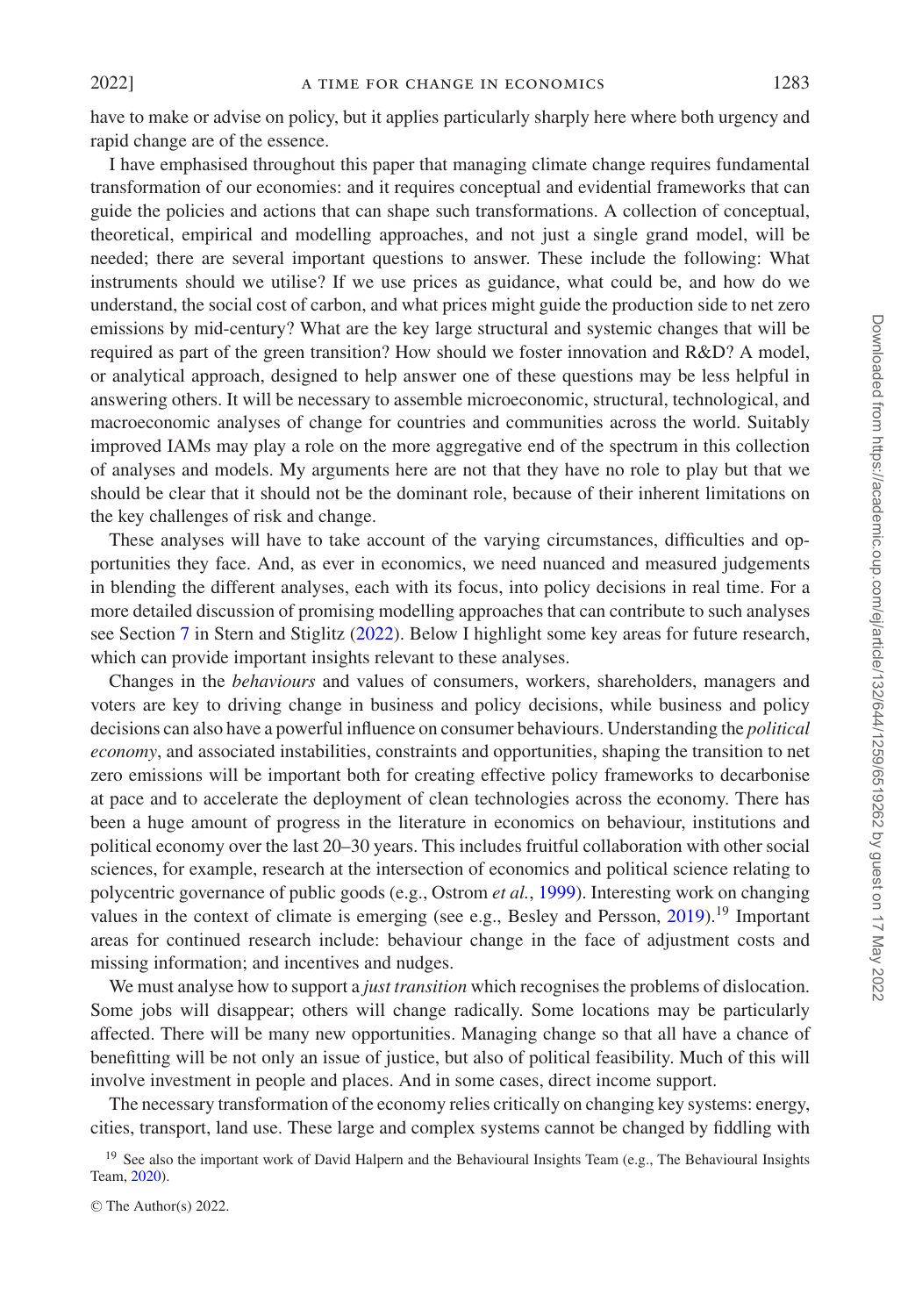have to make or advise on policy, but it applies particularly sharply here where both urgency and rapid change are of the essence.

I have emphasised throughout this paper that managing climate change requires fundamental transformation of our economies: and it requires conceptual and evidential frameworks that can guide the policies and actions that can shape such transformations. A collection of conceptual, theoretical, empirical and modelling approaches, and not just a single grand model, will be needed; there are several important questions to answer. These include the following: What instruments should we utilise? If we use prices as guidance, what could be, and how do we understand, the social cost of carbon, and what prices might guide the production side to net zero emissions by mid-century? What are the key large structural and systemic changes that will be required as part of the green transition? How should we foster innovation and R&D? A model, or analytical approach, designed to help answer one of these questions may be less helpful in answering others. It will be necessary to assemble microeconomic, structural, technological, and macroeconomic analyses of change for countries and communities across the world. Suitably improved IAMs may play a role on the more aggregative end of the spectrum in this collection of analyses and models. My arguments here are not that they have no role to play but that we should be clear that it should not be the dominant role, because of their inherent limitations on the key challenges of risk and change.

These analyses will have to take account of the varying circumstances, difficulties and opportunities they face. And, as ever in economics, we need nuanced and measured judgements in blending the different analyses, each with its focus, into policy decisions in real time. For a more detailed discussion of promising modelling approaches that can contribute to such analyses see Section 7 in Stern and Stiglitz (2022). Below I highlight some key areas for future research, which can provide important insights relevant to these analyses.

Changes in the *behaviours* and values of consumers, workers, shareholders, managers and voters are key to driving change in business and policy decisions, while business and policy decisions can also have a powerful influence on consumer behaviours. Understanding the *political economy*, and associated instabilities, constraints and opportunities, shaping the transition to net zero emissions will be important both for creating effective policy frameworks to decarbonise at pace and to accelerate the deployment of clean technologies across the economy. There has been a huge amount of progress in the literature in economics on behaviour, institutions and political economy over the last 20–30 years. This includes fruitful collaboration with other social sciences, for example, research at the intersection of economics and political science relating to polycentric governance of public goods (e.g., Ostrom *et al.*, 1999). Interesting work on changing values in the context of climate is emerging (see e.g., Besley and Persson, 2019).[19] Important areas for continued research include: behaviour change in the face of adjustment costs and missing information; and incentives and nudges.

We must analyse how to support a *just transition* which recognises the problems of dislocation. Some jobs will disappear; others will change radically. Some locations may be particularly affected. There will be many new opportunities. Managing change so that all have a chance of benefitting will be not only an issue of justice, but also of political feasibility. Much of this will involve investment in people and places. And in some cases, direct income support.

The necessary transformation of the economy relies critically on changing key systems: energy, cities, transport, land use. These large and complex systems cannot be changed by fiddling with

[19] See also the important work of David Halpern and the Behavioural Insights Team (e.g., The Behavioural Insights Team, 2020).

© The Author(s) 2022.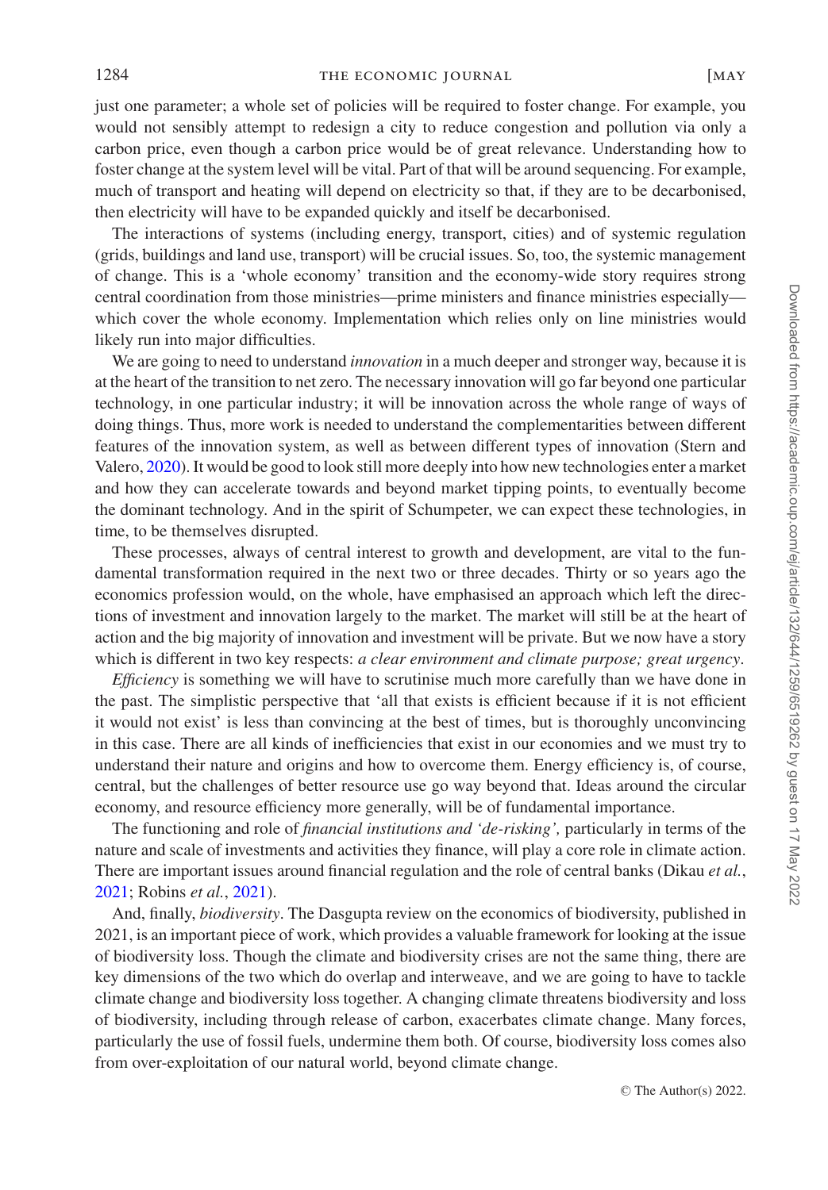just one parameter; a whole set of policies will be required to foster change. For example, you would not sensibly attempt to redesign a city to reduce congestion and pollution via only a carbon price, even though a carbon price would be of great relevance. Understanding how to foster change at the system level will be vital. Part of that will be around sequencing. For example, much of transport and heating will depend on electricity so that, if they are to be decarbonised, then electricity will have to be expanded quickly and itself be decarbonised.

The interactions of systems (including energy, transport, cities) and of systemic regulation (grids, buildings and land use, transport) will be crucial issues. So, too, the systemic management of change. This is a 'whole economy' transition and the economy-wide story requires strong central coordination from those ministries—prime ministers and finance ministries especially—which cover the whole economy. Implementation which relies only on line ministries would likely run into major difficulties.

We are going to need to understand *innovation* in a much deeper and stronger way, because it is at the heart of the transition to net zero. The necessary innovation will go far beyond one particular technology, in one particular industry; it will be innovation across the whole range of ways of doing things. Thus, more work is needed to understand the complementarities between different features of the innovation system, as well as between different types of innovation (Stern and Valero, 2020). It would be good to look still more deeply into how new technologies enter a market and how they can accelerate towards and beyond market tipping points, to eventually become the dominant technology. And in the spirit of Schumpeter, we can expect these technologies, in time, to be themselves disrupted.

These processes, always of central interest to growth and development, are vital to the fundamental transformation required in the next two or three decades. Thirty or so years ago the economics profession would, on the whole, have emphasised an approach which left the directions of investment and innovation largely to the market. The market will still be at the heart of action and the big majority of innovation and investment will be private. But we now have a story which is different in two key respects: *a clear environment and climate purpose; great urgency*.

*Efficiency* is something we will have to scrutinise much more carefully than we have done in the past. The simplistic perspective that 'all that exists is efficient because if it is not efficient it would not exist' is less than convincing at the best of times, but is thoroughly unconvincing in this case. There are all kinds of inefficiencies that exist in our economies and we must try to understand their nature and origins and how to overcome them. Energy efficiency is, of course, central, but the challenges of better resource use go way beyond that. Ideas around the circular economy, and resource efficiency more generally, will be of fundamental importance.

The functioning and role of *financial institutions and 'de-risking',* particularly in terms of the nature and scale of investments and activities they finance, will play a core role in climate action. There are important issues around financial regulation and the role of central banks (Dikau *et al.*, 2021; Robins *et al.*, 2021).

And, finally, *biodiversity*. The Dasgupta review on the economics of biodiversity, published in 2021, is an important piece of work, which provides a valuable framework for looking at the issue of biodiversity loss. Though the climate and biodiversity crises are not the same thing, there are key dimensions of the two which do overlap and interweave, and we are going to have to tackle climate change and biodiversity loss together. A changing climate threatens biodiversity and loss of biodiversity, including through release of carbon, exacerbates climate change. Many forces, particularly the use of fossil fuels, undermine them both. Of course, biodiversity loss comes also from over-exploitation of our natural world, beyond climate change.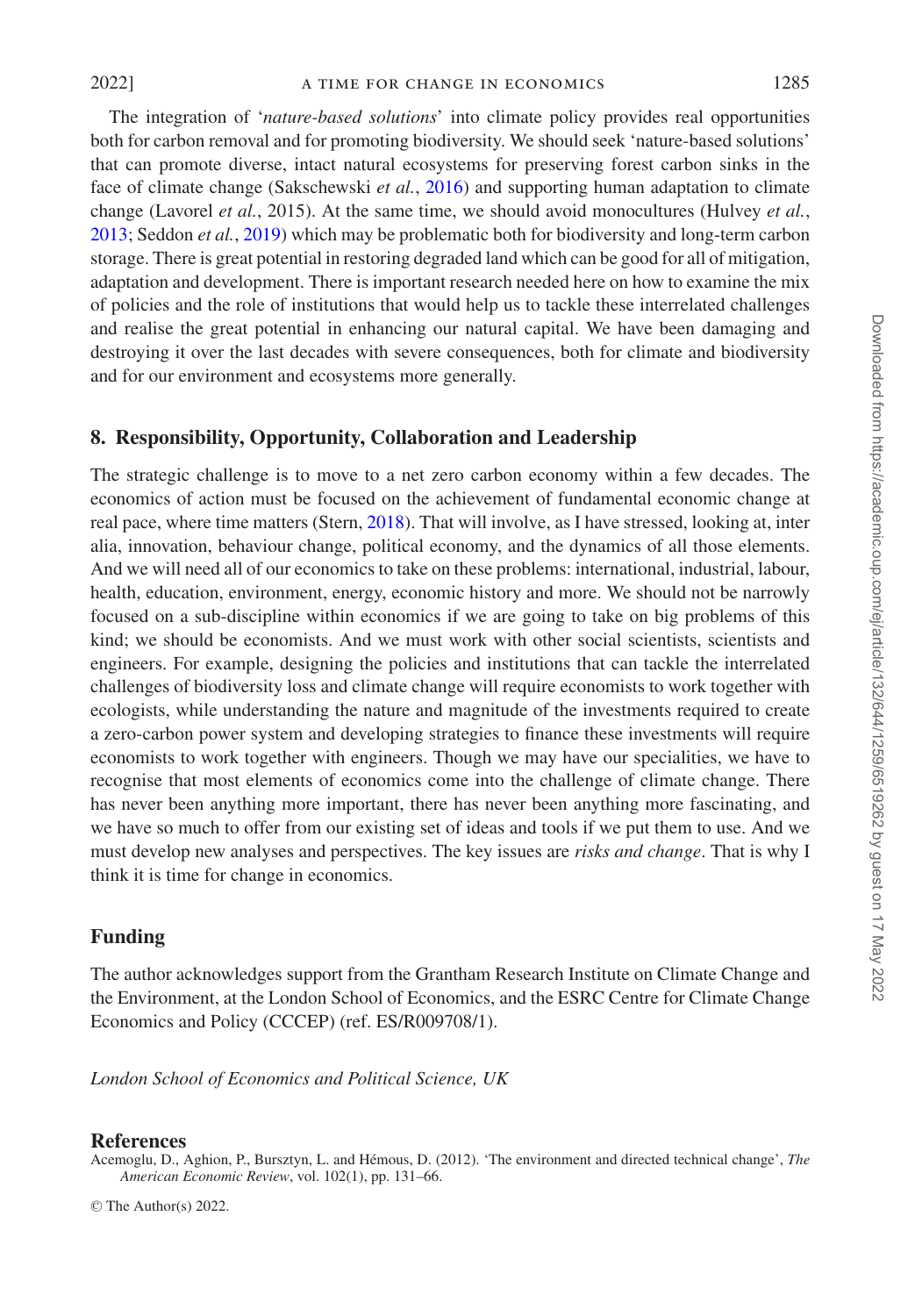The integration of '*nature-based solutions*' into climate policy provides real opportunities both for carbon removal and for promoting biodiversity. We should seek 'nature-based solutions' that can promote diverse, intact natural ecosystems for preserving forest carbon sinks in the face of climate change (Sakschewski *et al.*, 2016) and supporting human adaptation to climate change (Lavorel *et al.*, 2015). At the same time, we should avoid monocultures (Hulvey *et al.*, 2013; Seddon *et al.*, 2019) which may be problematic both for biodiversity and long-term carbon storage. There is great potential in restoring degraded land which can be good for all of mitigation, adaptation and development. There is important research needed here on how to examine the mix of policies and the role of institutions that would help us to tackle these interrelated challenges and realise the great potential in enhancing our natural capital. We have been damaging and destroying it over the last decades with severe consequences, both for climate and biodiversity and for our environment and ecosystems more generally.

## 8. Responsibility, Opportunity, Collaboration and Leadership

The strategic challenge is to move to a net zero carbon economy within a few decades. The economics of action must be focused on the achievement of fundamental economic change at real pace, where time matters (Stern, 2018). That will involve, as I have stressed, looking at, inter alia, innovation, behaviour change, political economy, and the dynamics of all those elements. And we will need all of our economics to take on these problems: international, industrial, labour, health, education, environment, energy, economic history and more. We should not be narrowly focused on a sub-discipline within economics if we are going to take on big problems of this kind; we should be economists. And we must work with other social scientists, scientists and engineers. For example, designing the policies and institutions that can tackle the interrelated challenges of biodiversity loss and climate change will require economists to work together with ecologists, while understanding the nature and magnitude of the investments required to create a zero-carbon power system and developing strategies to finance these investments will require economists to work together with engineers. Though we may have our specialities, we have to recognise that most elements of economics come into the challenge of climate change. There has never been anything more important, there has never been anything more fascinating, and we have so much to offer from our existing set of ideas and tools if we put them to use. And we must develop new analyses and perspectives. The key issues are *risks and change*. That is why I think it is time for change in economics.

## Funding

The author acknowledges support from the Grantham Research Institute on Climate Change and the Environment, at the London School of Economics, and the ESRC Centre for Climate Change Economics and Policy (CCCEP) (ref. ES/R009708/1).

*London School of Economics and Political Science, UK*

## References

Acemoglu, D., Aghion, P., Bursztyn, L. and Hémous, D. (2012). 'The environment and directed technical change', *The American Economic Review*, vol. 102(1), pp. 131–66.

© The Author(s) 2022.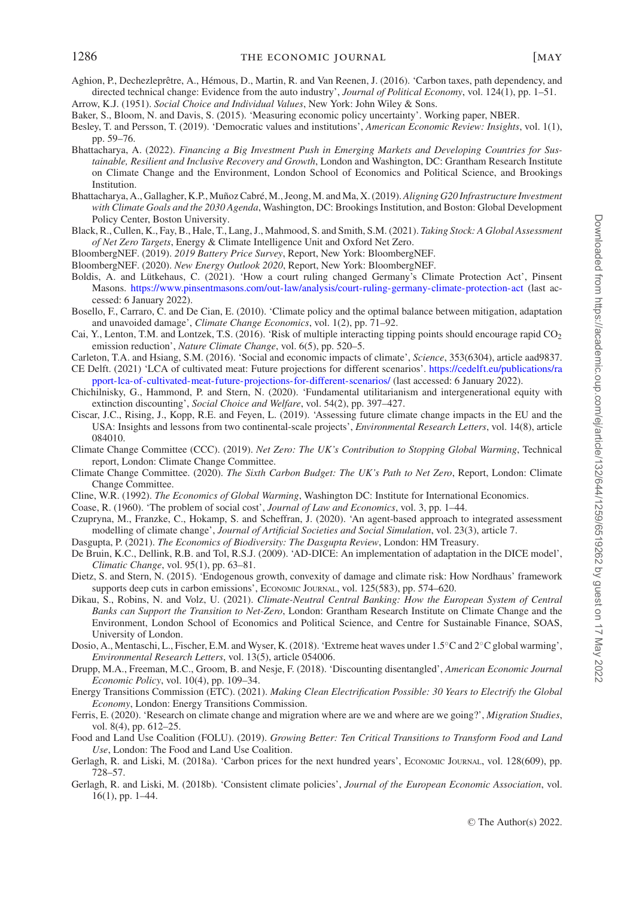Aghion, P., Dechezleprêtre, A., Hémous, D., Martin, R. and Van Reenen, J. (2016). 'Carbon taxes, path dependency, and directed technical change: Evidence from the auto industry', *Journal of Political Economy*, vol. 124(1), pp. 1–51.

Arrow, K.J. (1951). *Social Choice and Individual Values*, New York: John Wiley & Sons.

Baker, S., Bloom, N. and Davis, S. (2015). 'Measuring economic policy uncertainty'. Working paper, NBER.

Besley, T. and Persson, T. (2019). 'Democratic values and institutions', *American Economic Review: Insights*, vol. 1(1), pp. 59–76.

Bhattacharya, A. (2022). *Financing a Big Investment Push in Emerging Markets and Developing Countries for Sustainable, Resilient and Inclusive Recovery and Growth*, London and Washington, DC: Grantham Research Institute on Climate Change and the Environment, London School of Economics and Political Science, and Brookings Institution.

Bhattacharya, A., Gallagher, K.P., Muñoz Cabré, M., Jeong, M. and Ma, X. (2019). *Aligning G20 Infrastructure Investment with Climate Goals and the 2030 Agenda*, Washington, DC: Brookings Institution, and Boston: Global Development Policy Center, Boston University.

Black, R., Cullen, K., Fay, B., Hale, T., Lang, J., Mahmood, S. and Smith, S.M. (2021). *Taking Stock: A Global Assessment of Net Zero Targets*, Energy & Climate Intelligence Unit and Oxford Net Zero.

BloombergNEF. (2019). *2019 Battery Price Survey*, Report, New York: BloombergNEF.

BloombergNEF. (2020). *New Energy Outlook 2020*, Report, New York: BloombergNEF.

Boldis, A. and Lütkehaus, C. (2021). 'How a court ruling changed Germany's Climate Protection Act', Pinsent Masons. https://www.pinsentmasons.com/out-law/analysis/court-ruling-germany-climate-protection-act (last accessed: 6 January 2022).

Bosello, F., Carraro, C. and De Cian, E. (2010). 'Climate policy and the optimal balance between mitigation, adaptation and unavoided damage', *Climate Change Economics*, vol. 1(2), pp. 71–92.

Cai, Y., Lenton, T.M. and Lontzek, T.S. (2016). 'Risk of multiple interacting tipping points should encourage rapid $CO_2$ emission reduction', *Nature Climate Change*, vol. 6(5), pp. 520–5.

Carleton, T.A. and Hsiang, S.M. (2016). 'Social and economic impacts of climate', *Science*, 353(6304), article aad9837.

CE Delft. (2021) 'LCA of cultivated meat: Future projections for different scenarios'. https://cedelft.eu/publications/rapport-lca-of-cultivated-meat-future-projections-for-different-scenarios/ (last accessed: 6 January 2022).

Chichilnisky, G., Hammond, P. and Stern, N. (2020). 'Fundamental utilitarianism and intergenerational equity with extinction discounting', *Social Choice and Welfare*, vol. 54(2), pp. 397–427.

Ciscar, J.C., Rising, J., Kopp, R.E. and Feyen, L. (2019). 'Assessing future climate change impacts in the EU and the USA: Insights and lessons from two continental-scale projects', *Environmental Research Letters*, vol. 14(8), article 084010.

Climate Change Committee (CCC). (2019). *Net Zero: The UK's Contribution to Stopping Global Warming*, Technical report, London: Climate Change Committee.

Climate Change Committee. (2020). *The Sixth Carbon Budget: The UK's Path to Net Zero*, Report, London: Climate Change Committee.

Cline, W.R. (1992). *The Economics of Global Warming*, Washington DC: Institute for International Economics.

Coase, R. (1960). 'The problem of social cost', *Journal of Law and Economics*, vol. 3, pp. 1–44.

Czupryna, M., Franzke, C., Hokamp, S. and Scheffran, J. (2020). 'An agent-based approach to integrated assessment modelling of climate change', *Journal of Artificial Societies and Social Simulation*, vol. 23(3), article 7.

Dasgupta, P. (2021). *The Economics of Biodiversity: The Dasgupta Review*, London: HM Treasury.

De Bruin, K.C., Dellink, R.B. and Tol, R.S.J. (2009). 'AD-DICE: An implementation of adaptation in the DICE model', *Climatic Change*, vol. 95(1), pp. 63–81.

Dietz, S. and Stern, N. (2015). 'Endogenous growth, convexity of damage and climate risk: How Nordhaus' framework supports deep cuts in carbon emissions', Economic Journal, vol. 125(583), pp. 574–620.

Dikau, S., Robins, N. and Volz, U. (2021). *Climate-Neutral Central Banking: How the European System of Central Banks can Support the Transition to Net-Zero*, London: Grantham Research Institute on Climate Change and the Environment, London School of Economics and Political Science, and Centre for Sustainable Finance, SOAS, University of London.

Dosio, A., Mentaschi, L., Fischer, E.M. and Wyser, K. (2018). 'Extreme heat waves under 1.5°C and 2°C global warming', *Environmental Research Letters*, vol. 13(5), article 054006.

Drupp, M.A., Freeman, M.C., Groom, B. and Nesje, F. (2018). 'Discounting disentangled', *American Economic Journal Economic Policy*, vol. 10(4), pp. 109–34.

Energy Transitions Commission (ETC). (2021). *Making Clean Electrification Possible: 30 Years to Electrify the Global Economy*, London: Energy Transitions Commission.

Ferris, E. (2020). 'Research on climate change and migration where are we and where are we going?', *Migration Studies*, vol. 8(4), pp. 612–25.

Food and Land Use Coalition (FOLU). (2019). *Growing Better: Ten Critical Transitions to Transform Food and Land Use*, London: The Food and Land Use Coalition.

Gerlagh, R. and Liski, M. (2018a). 'Carbon prices for the next hundred years', Economic Journal, vol. 128(609), pp. 728–57.

Gerlagh, R. and Liski, M. (2018b). 'Consistent climate policies', *Journal of the European Economic Association*, vol. 16(1), pp. 1–44.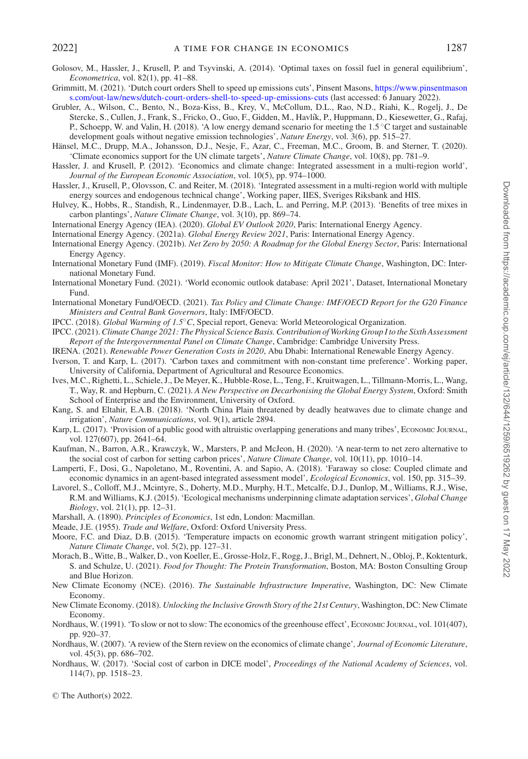Golosov, M., Hassler, J., Krusell, P. and Tsyvinski, A. (2014). 'Optimal taxes on fossil fuel in general equilibrium', *Econometrica*, vol. 82(1), pp. 41–88.

Grimmitt, M. (2021). 'Dutch court orders Shell to speed up emissions cuts', Pinsent Masons, https://www.pinsentmasons.com/out-law/news/dutch-court-orders-shell-to-speed-up-emissions-cuts (last accessed: 6 January 2022).

Grubler, A., Wilson, C., Bento, N., Boza-Kiss, B., Krey, V., McCollum, D.L., Rao, N.D., Riahi, K., Rogelj, J., De Stercke, S., Cullen, J., Frank, S., Fricko, O., Guo, F., Gidden, M., Havlík, P., Huppmann, D., Kiesewetter, G., Rafaj, P., Schoepp, W. and Valin, H. (2018). 'A low energy demand scenario for meeting the 1.5 °C target and sustainable development goals without negative emission technologies', *Nature Energy*, vol. 3(6), pp. 515–27.

Hänsel, M.C., Drupp, M.A., Johansson, D.J., Nesje, F., Azar, C., Freeman, M.C., Groom, B. and Sterner, T. (2020). 'Climate economics support for the UN climate targets', *Nature Climate Change*, vol. 10(8), pp. 781–9.

Hassler, J. and Krusell, P. (2012). 'Economics and climate change: Integrated assessment in a multi-region world', *Journal of the European Economic Association*, vol. 10(5), pp. 974–1000.

Hassler, J., Krusell, P., Olovsson, C. and Reiter, M. (2018). 'Integrated assessment in a multi-region world with multiple energy sources and endogenous technical change', Working paper, IIES, Sveriges Riksbank and HIS.

Hulvey, K., Hobbs, R., Standish, R., Lindenmayer, D.B., Lach, L. and Perring, M.P. (2013). 'Benefits of tree mixes in carbon plantings', *Nature Climate Change*, vol. 3(10), pp. 869–74.

International Energy Agency (IEA). (2020). *Global EV Outlook 2020*, Paris: International Energy Agency.

International Energy Agency. (2021a). *Global Energy Review 2021*, Paris: International Energy Agency.

International Energy Agency. (2021b). *Net Zero by 2050: A Roadmap for the Global Energy Sector*, Paris: International Energy Agency.

International Monetary Fund (IMF). (2019). *Fiscal Monitor: How to Mitigate Climate Change*, Washington, DC: International Monetary Fund.

International Monetary Fund. (2021). 'World economic outlook database: April 2021', Dataset, International Monetary Fund.

International Monetary Fund/OECD. (2021). *Tax Policy and Climate Change: IMF/OECD Report for the G20 Finance Ministers and Central Bank Governors*, Italy: IMF/OECD.

IPCC. (2018). *Global Warming of 1.5° C*, Special report, Geneva: World Meteorological Organization.

IPCC. (2021). *Climate Change 2021: The Physical Science Basis. Contribution of Working Group I to the Sixth Assessment Report of the Intergovernmental Panel on Climate Change*, Cambridge: Cambridge University Press.

IRENA. (2021). *Renewable Power Generation Costs in 2020*, Abu Dhabi: International Renewable Energy Agency.

Iverson, T. and Karp, L. (2017). 'Carbon taxes and commitment with non-constant time preference'. Working paper, University of California, Department of Agricultural and Resource Economics.

Ives, M.C., Righetti, L., Schiele, J., De Meyer, K., Hubble-Rose, L., Teng, F., Kruitwagen, L., Tillmann-Morris, L., Wang, T., Way, R. and Hepburn, C. (2021). *A New Perspective on Decarbonising the Global Energy System*, Oxford: Smith School of Enterprise and the Environment, University of Oxford.

Kang, S. and Eltahir, E.A.B. (2018). 'North China Plain threatened by deadly heatwaves due to climate change and irrigation', *Nature Communications*, vol. 9(1), article 2894.

Karp, L. (2017). 'Provision of a public good with altruistic overlapping generations and many tribes', Economic Journal, vol. 127(607), pp. 2641–64.

Kaufman, N., Barron, A.R., Krawczyk, W., Marsters, P. and McJeon, H. (2020). 'A near-term to net zero alternative to the social cost of carbon for setting carbon prices', *Nature Climate Change*, vol. 10(11), pp. 1010–14.

Lamperti, F., Dosi, G., Napoletano, M., Roventini, A. and Sapio, A. (2018). 'Faraway so close: Coupled climate and economic dynamics in an agent-based integrated assessment model', *Ecological Economics*, vol. 150, pp. 315–39.

Lavorel, S., Colloff, M.J., Mcintyre, S., Doherty, M.D., Murphy, H.T., Metcalfe, D.J., Dunlop, M., Williams, R.J., Wise, R.M. and Williams, K.J. (2015). 'Ecological mechanisms underpinning climate adaptation services', *Global Change Biology*, vol. 21(1), pp. 12–31.

Marshall, A. (1890). *Principles of Economics*, 1st edn, London: Macmillan.

Meade, J.E. (1955). *Trade and Welfare*, Oxford: Oxford University Press.

Moore, F.C. and Diaz, D.B. (2015). 'Temperature impacts on economic growth warrant stringent mitigation policy', *Nature Climate Change*, vol. 5(2), pp. 127–31.

Morach, B., Witte, B., Walker, D., von Koeller, E., Grosse-Holz, F., Rogg, J., Brigl, M., Dehnert, N., Obloj, P., Koktenturk, S. and Schulze, U. (2021). *Food for Thought: The Protein Transformation*, Boston, MA: Boston Consulting Group and Blue Horizon.

New Climate Economy (NCE). (2016). *The Sustainable Infrastructure Imperative*, Washington, DC: New Climate Economy.

New Climate Economy. (2018). *Unlocking the Inclusive Growth Story of the 21st Century*, Washington, DC: New Climate Economy.

Nordhaus, W. (1991). 'To slow or not to slow: The economics of the greenhouse effect', Economic Journal, vol. 101(407), pp. 920–37.

Nordhaus, W. (2007). 'A review of the Stern review on the economics of climate change', *Journal of Economic Literature*, vol. 45(3), pp. 686–702.

Nordhaus, W. (2017). 'Social cost of carbon in DICE model', *Proceedings of the National Academy of Sciences*, vol. 114(7), pp. 1518–23.

© The Author(s) 2022.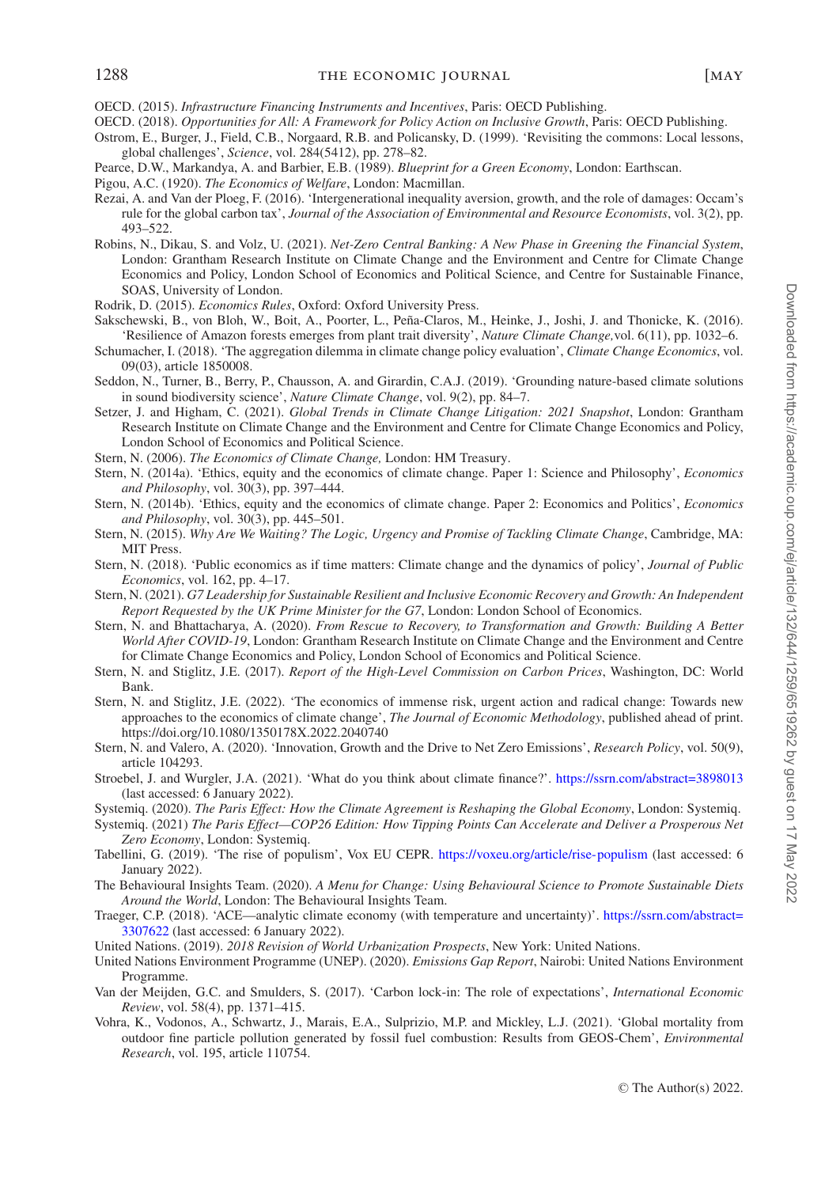OECD. (2015). *Infrastructure Financing Instruments and Incentives*, Paris: OECD Publishing.

OECD. (2018). *Opportunities for All: A Framework for Policy Action on Inclusive Growth*, Paris: OECD Publishing.

Ostrom, E., Burger, J., Field, C.B., Norgaard, R.B. and Policansky, D. (1999). 'Revisiting the commons: Local lessons, global challenges', *Science*, vol. 284(5412), pp. 278–82.

Pearce, D.W., Markandya, A. and Barbier, E.B. (1989). *Blueprint for a Green Economy*, London: Earthscan.

Pigou, A.C. (1920). *The Economics of Welfare*, London: Macmillan.

Rezai, A. and Van der Ploeg, F. (2016). 'Intergenerational inequality aversion, growth, and the role of damages: Occam's rule for the global carbon tax', *Journal of the Association of Environmental and Resource Economists*, vol. 3(2), pp. 493–522.

Robins, N., Dikau, S. and Volz, U. (2021). *Net-Zero Central Banking: A New Phase in Greening the Financial System*, London: Grantham Research Institute on Climate Change and the Environment and Centre for Climate Change Economics and Policy, London School of Economics and Political Science, and Centre for Sustainable Finance, SOAS, University of London.

Rodrik, D. (2015). *Economics Rules*, Oxford: Oxford University Press.

Sakschewski, B., von Bloh, W., Boit, A., Poorter, L., Peña-Claros, M., Heinke, J., Joshi, J. and Thonicke, K. (2016). 'Resilience of Amazon forests emerges from plant trait diversity', *Nature Climate Change,* vol. 6(11), pp. 1032–6.

Schumacher, I. (2018). 'The aggregation dilemma in climate change policy evaluation', *Climate Change Economics*, vol. 09(03), article 1850008.

Seddon, N., Turner, B., Berry, P., Chausson, A. and Girardin, C.A.J. (2019). 'Grounding nature-based climate solutions in sound biodiversity science', *Nature Climate Change*, vol. 9(2), pp. 84–7.

Setzer, J. and Higham, C. (2021). *Global Trends in Climate Change Litigation: 2021 Snapshot*, London: Grantham Research Institute on Climate Change and the Environment and Centre for Climate Change Economics and Policy, London School of Economics and Political Science.

Stern, N. (2006). *The Economics of Climate Change,* London: HM Treasury.

Stern, N. (2014a). 'Ethics, equity and the economics of climate change. Paper 1: Science and Philosophy', *Economics and Philosophy*, vol. 30(3), pp. 397–444.

Stern, N. (2014b). 'Ethics, equity and the economics of climate change. Paper 2: Economics and Politics', *Economics and Philosophy*, vol. 30(3), pp. 445–501.

Stern, N. (2015). *Why Are We Waiting? The Logic, Urgency and Promise of Tackling Climate Change*, Cambridge, MA: MIT Press.

Stern, N. (2018). 'Public economics as if time matters: Climate change and the dynamics of policy', *Journal of Public Economics*, vol. 162, pp. 4–17.

Stern, N. (2021). *G7 Leadership for Sustainable Resilient and Inclusive Economic Recovery and Growth: An Independent Report Requested by the UK Prime Minister for the G7*, London: London School of Economics.

Stern, N. and Bhattacharya, A. (2020). *From Rescue to Recovery, to Transformation and Growth: Building A Better World After COVID-19*, London: Grantham Research Institute on Climate Change and the Environment and Centre for Climate Change Economics and Policy, London School of Economics and Political Science.

Stern, N. and Stiglitz, J.E. (2017). *Report of the High-Level Commission on Carbon Prices*, Washington, DC: World Bank.

Stern, N. and Stiglitz, J.E. (2022). 'The economics of immense risk, urgent action and radical change: Towards new approaches to the economics of climate change', *The Journal of Economic Methodology*, published ahead of print. https://doi.org/10.1080/1350178X.2022.2040740

Stern, N. and Valero, A. (2020). 'Innovation, Growth and the Drive to Net Zero Emissions', *Research Policy*, vol. 50(9), article 104293.

Stroebel, J. and Wurgler, J.A. (2021). 'What do you think about climate finance?'. https://ssrn.com/abstract=3898013 (last accessed: 6 January 2022).

Systemiq. (2020). *The Paris Effect: How the Climate Agreement is Reshaping the Global Economy*, London: Systemiq.

Systemiq. (2021) *The Paris Effect—COP26 Edition: How Tipping Points Can Accelerate and Deliver a Prosperous Net Zero Economy*, London: Systemiq.

Tabellini, G. (2019). 'The rise of populism', Vox EU CEPR. https://voxeu.org/article/rise-populism (last accessed: 6 January 2022).

The Behavioural Insights Team. (2020). *A Menu for Change: Using Behavioural Science to Promote Sustainable Diets Around the World*, London: The Behavioural Insights Team.

Traeger, C.P. (2018). 'ACE—analytic climate economy (with temperature and uncertainty)'. https://ssrn.com/abstract=3307622 (last accessed: 6 January 2022).

United Nations. (2019). *2018 Revision of World Urbanization Prospects*, New York: United Nations.

United Nations Environment Programme (UNEP). (2020). *Emissions Gap Report*, Nairobi: United Nations Environment Programme.

Van der Meijden, G.C. and Smulders, S. (2017). 'Carbon lock-in: The role of expectations', *International Economic Review*, vol. 58(4), pp. 1371–415.

Vohra, K., Vodonos, A., Schwartz, J., Marais, E.A., Sulprizio, M.P. and Mickley, L.J. (2021). 'Global mortality from outdoor fine particle pollution generated by fossil fuel combustion: Results from GEOS-Chem', *Environmental Research*, vol. 195, article 110754.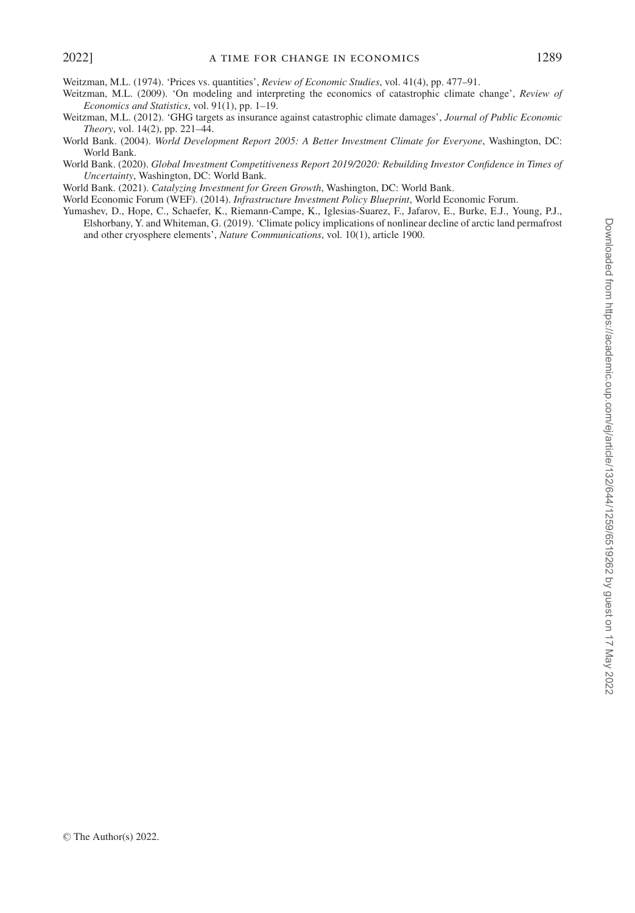Weitzman, M.L. (1974). 'Prices vs. quantities', *Review of Economic Studies*, vol. 41(4), pp. 477–91.

Weitzman, M.L. (2009). 'On modeling and interpreting the economics of catastrophic climate change', *Review of Economics and Statistics*, vol. 91(1), pp. 1–19.

Weitzman, M.L. (2012). 'GHG targets as insurance against catastrophic climate damages', *Journal of Public Economic Theory*, vol. 14(2), pp. 221–44.

World Bank. (2004). *World Development Report 2005: A Better Investment Climate for Everyone*, Washington, DC: World Bank.

World Bank. (2020). *Global Investment Competitiveness Report 2019/2020: Rebuilding Investor Confidence in Times of Uncertainty*, Washington, DC: World Bank.

World Bank. (2021). *Catalyzing Investment for Green Growth*, Washington, DC: World Bank.

World Economic Forum (WEF). (2014). *Infrastructure Investment Policy Blueprint*, World Economic Forum.

Yumashev, D., Hope, C., Schaefer, K., Riemann-Campe, K., Iglesias-Suarez, F., Jafarov, E., Burke, E.J., Young, P.J., Elshorbany, Y. and Whiteman, G. (2019). 'Climate policy implications of nonlinear decline of arctic land permafrost and other cryosphere elements', *Nature Communications*, vol. 10(1), article 1900.

© The Author(s) 2022.